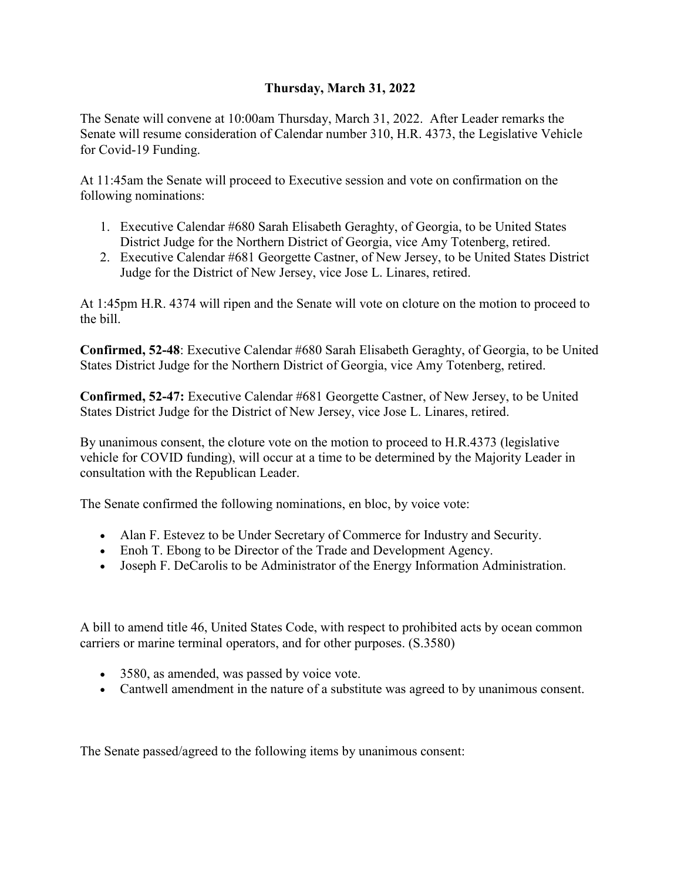**Thursday, March 31, 2022**

The Senate will convene at 10:00am Thursday, March 31, 2022. After Leader remarks the Senate will resume consideration of Calendar number 310, H.R. 4373, the Legislative Vehicle for Covid-19 Funding.

At 11:45am the Senate will proceed to Executive session and vote on confirmation on the following nominations:

1. Executive Calendar #680 Sarah Elisabeth Geraghty, of Georgia, to be United States District Judge for the Northern District of Georgia, vice Amy Totenberg, retired.
2. Executive Calendar #681 Georgette Castner, of New Jersey, to be United States District Judge for the District of New Jersey, vice Jose L. Linares, retired.

At 1:45pm H.R. 4374 will ripen and the Senate will vote on cloture on the motion to proceed to the bill.

**Confirmed, 52-48**: Executive Calendar #680 Sarah Elisabeth Geraghty, of Georgia, to be United States District Judge for the Northern District of Georgia, vice Amy Totenberg, retired.

**Confirmed, 52-47:** Executive Calendar #681 Georgette Castner, of New Jersey, to be United States District Judge for the District of New Jersey, vice Jose L. Linares, retired.

By unanimous consent, the cloture vote on the motion to proceed to H.R.4373 (legislative vehicle for COVID funding), will occur at a time to be determined by the Majority Leader in consultation with the Republican Leader.

The Senate confirmed the following nominations, en bloc, by voice vote:

- Alan F. Estevez to be Under Secretary of Commerce for Industry and Security.
- Enoh T. Ebong to be Director of the Trade and Development Agency.
- Joseph F. DeCarolis to be Administrator of the Energy Information Administration.

A bill to amend title 46, United States Code, with respect to prohibited acts by ocean common carriers or marine terminal operators, and for other purposes. (S.3580)

- 3580, as amended, was passed by voice vote.
- Cantwell amendment in the nature of a substitute was agreed to by unanimous consent.

The Senate passed/agreed to the following items by unanimous consent: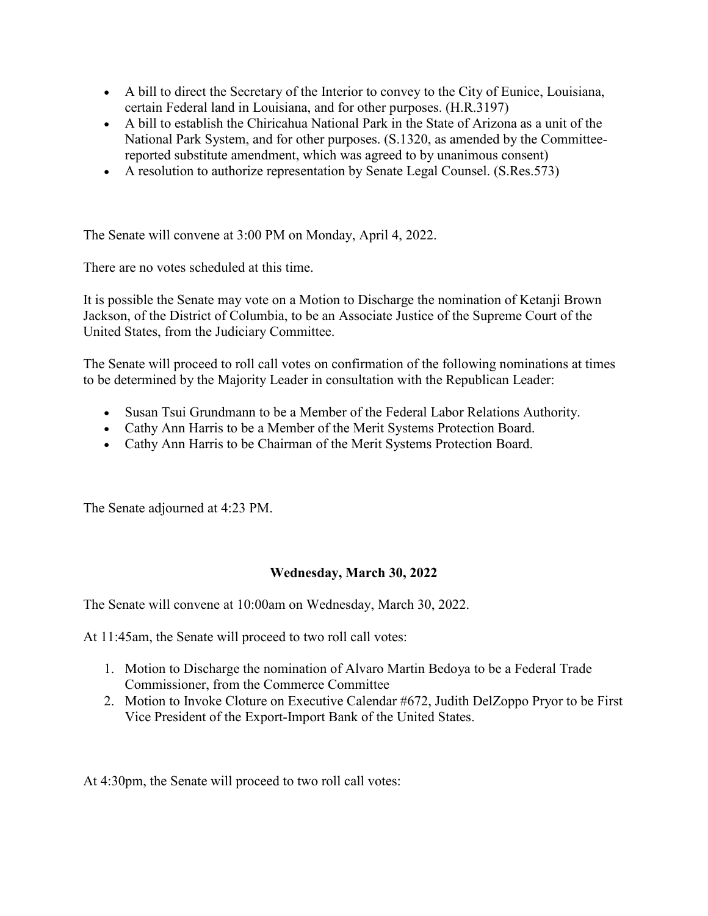- A bill to direct the Secretary of the Interior to convey to the City of Eunice, Louisiana, certain Federal land in Louisiana, and for other purposes. (H.R.3197)
- A bill to establish the Chiricahua National Park in the State of Arizona as a unit of the National Park System, and for other purposes. (S.1320, as amended by the Committee-reported substitute amendment, which was agreed to by unanimous consent)
- A resolution to authorize representation by Senate Legal Counsel. (S.Res.573)

The Senate will convene at 3:00 PM on Monday, April 4, 2022.

There are no votes scheduled at this time.

It is possible the Senate may vote on a Motion to Discharge the nomination of Ketanji Brown Jackson, of the District of Columbia, to be an Associate Justice of the Supreme Court of the United States, from the Judiciary Committee.

The Senate will proceed to roll call votes on confirmation of the following nominations at times to be determined by the Majority Leader in consultation with the Republican Leader:

- Susan Tsui Grundmann to be a Member of the Federal Labor Relations Authority.
- Cathy Ann Harris to be a Member of the Merit Systems Protection Board.
- Cathy Ann Harris to be Chairman of the Merit Systems Protection Board.

The Senate adjourned at 4:23 PM.

## Wednesday, March 30, 2022

The Senate will convene at 10:00am on Wednesday, March 30, 2022.

At 11:45am, the Senate will proceed to two roll call votes:

1. Motion to Discharge the nomination of Alvaro Martin Bedoya to be a Federal Trade Commissioner, from the Commerce Committee
2. Motion to Invoke Cloture on Executive Calendar #672, Judith DelZoppo Pryor to be First Vice President of the Export-Import Bank of the United States.

At 4:30pm, the Senate will proceed to two roll call votes: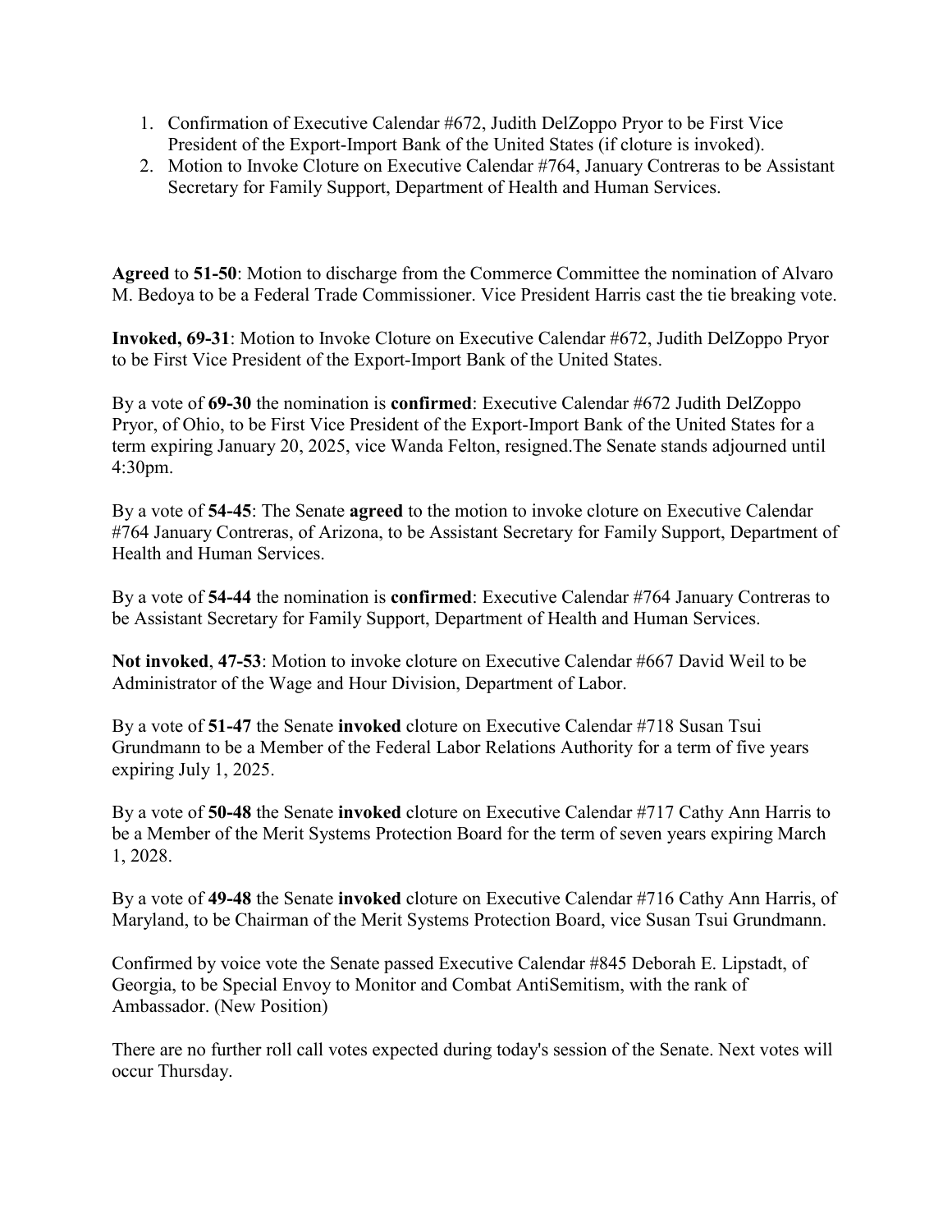1. Confirmation of Executive Calendar #672, Judith DelZoppo Pryor to be First Vice President of the Export-Import Bank of the United States (if cloture is invoked).
2. Motion to Invoke Cloture on Executive Calendar #764, January Contreras to be Assistant Secretary for Family Support, Department of Health and Human Services.

**Agreed** to **51-50**: Motion to discharge from the Commerce Committee the nomination of Alvaro M. Bedoya to be a Federal Trade Commissioner. Vice President Harris cast the tie breaking vote.

**Invoked, 69-31**: Motion to Invoke Cloture on Executive Calendar #672, Judith DelZoppo Pryor to be First Vice President of the Export-Import Bank of the United States.

By a vote of **69-30** the nomination is **confirmed**: Executive Calendar #672 Judith DelZoppo Pryor, of Ohio, to be First Vice President of the Export-Import Bank of the United States for a term expiring January 20, 2025, vice Wanda Felton, resigned.The Senate stands adjourned until 4:30pm.

By a vote of **54-45**: The Senate **agreed** to the motion to invoke cloture on Executive Calendar #764 January Contreras, of Arizona, to be Assistant Secretary for Family Support, Department of Health and Human Services.

By a vote of **54-44** the nomination is **confirmed**: Executive Calendar #764 January Contreras to be Assistant Secretary for Family Support, Department of Health and Human Services.

**Not invoked**, **47-53**: Motion to invoke cloture on Executive Calendar #667 David Weil to be Administrator of the Wage and Hour Division, Department of Labor.

By a vote of **51-47** the Senate **invoked** cloture on Executive Calendar #718 Susan Tsui Grundmann to be a Member of the Federal Labor Relations Authority for a term of five years expiring July 1, 2025.

By a vote of **50-48** the Senate **invoked** cloture on Executive Calendar #717 Cathy Ann Harris to be a Member of the Merit Systems Protection Board for the term of seven years expiring March 1, 2028.

By a vote of **49-48** the Senate **invoked** cloture on Executive Calendar #716 Cathy Ann Harris, of Maryland, to be Chairman of the Merit Systems Protection Board, vice Susan Tsui Grundmann.

Confirmed by voice vote the Senate passed Executive Calendar #845 Deborah E. Lipstadt, of Georgia, to be Special Envoy to Monitor and Combat AntiSemitism, with the rank of Ambassador. (New Position)

There are no further roll call votes expected during today's session of the Senate. Next votes will occur Thursday.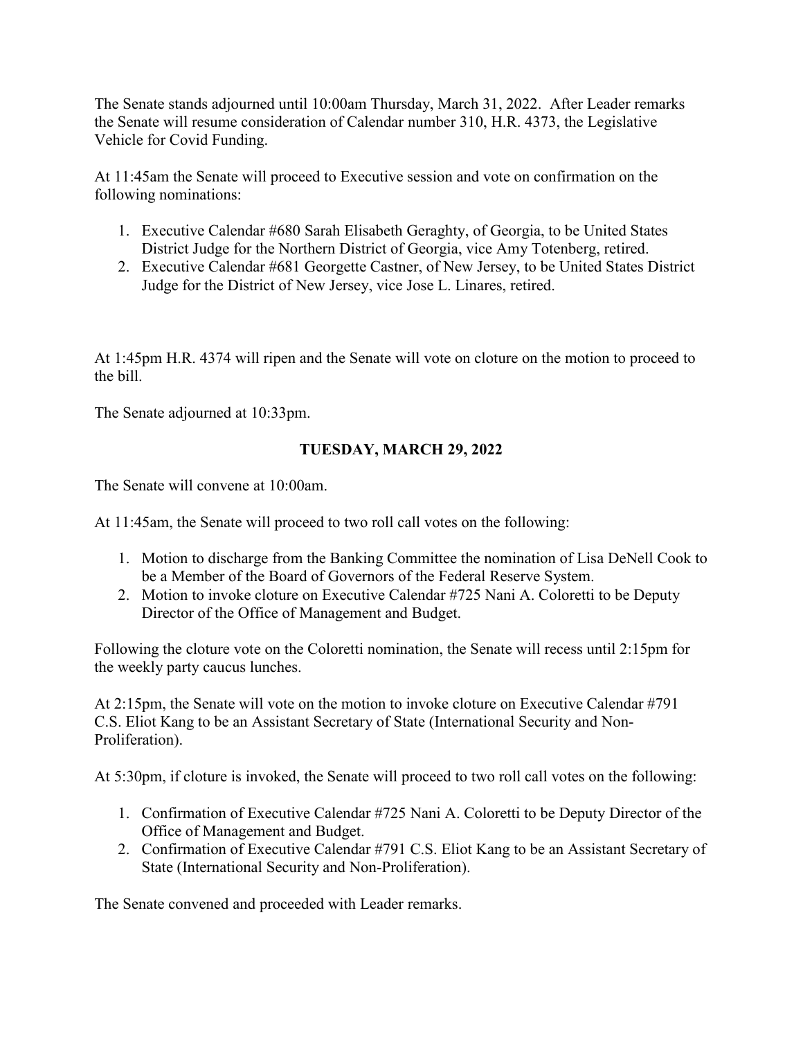The Senate stands adjourned until 10:00am Thursday, March 31, 2022. After Leader remarks the Senate will resume consideration of Calendar number 310, H.R. 4373, the Legislative Vehicle for Covid Funding.

At 11:45am the Senate will proceed to Executive session and vote on confirmation on the following nominations:

1. Executive Calendar #680 Sarah Elisabeth Geraghty, of Georgia, to be United States District Judge for the Northern District of Georgia, vice Amy Totenberg, retired.
2. Executive Calendar #681 Georgette Castner, of New Jersey, to be United States District Judge for the District of New Jersey, vice Jose L. Linares, retired.

At 1:45pm H.R. 4374 will ripen and the Senate will vote on cloture on the motion to proceed to the bill.

The Senate adjourned at 10:33pm.

## TUESDAY, MARCH 29, 2022

The Senate will convene at 10:00am.

At 11:45am, the Senate will proceed to two roll call votes on the following:

1. Motion to discharge from the Banking Committee the nomination of Lisa DeNell Cook to be a Member of the Board of Governors of the Federal Reserve System.
2. Motion to invoke cloture on Executive Calendar #725 Nani A. Coloretti to be Deputy Director of the Office of Management and Budget.

Following the cloture vote on the Coloretti nomination, the Senate will recess until 2:15pm for the weekly party caucus lunches.

At 2:15pm, the Senate will vote on the motion to invoke cloture on Executive Calendar #791 C.S. Eliot Kang to be an Assistant Secretary of State (International Security and Non-Proliferation).

At 5:30pm, if cloture is invoked, the Senate will proceed to two roll call votes on the following:

1. Confirmation of Executive Calendar #725 Nani A. Coloretti to be Deputy Director of the Office of Management and Budget.
2. Confirmation of Executive Calendar #791 C.S. Eliot Kang to be an Assistant Secretary of State (International Security and Non-Proliferation).

The Senate convened and proceeded with Leader remarks.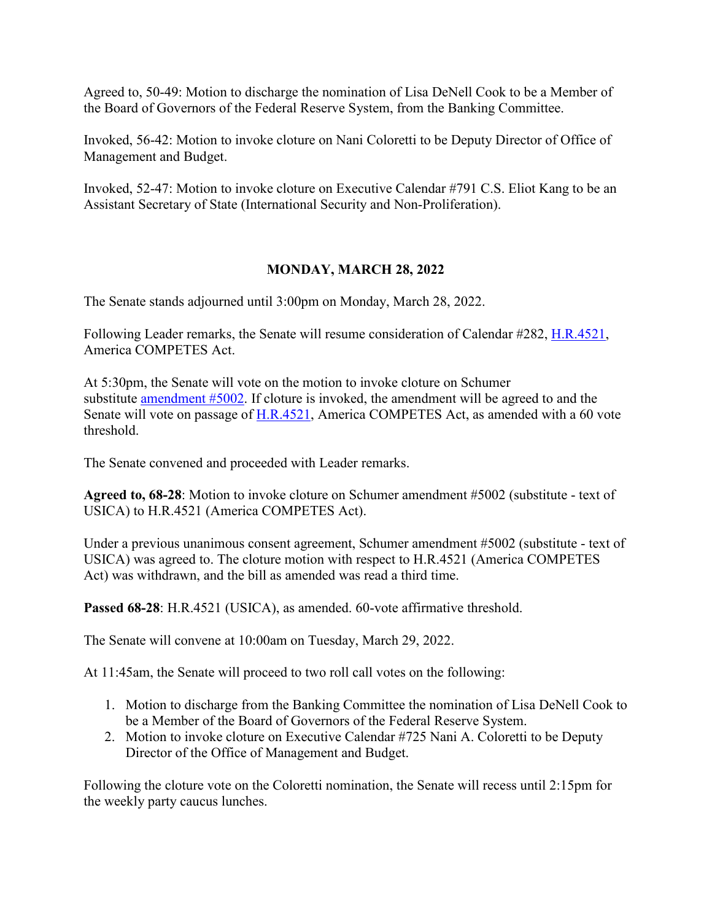Agreed to, 50-49: Motion to discharge the nomination of Lisa DeNell Cook to be a Member of the Board of Governors of the Federal Reserve System, from the Banking Committee.

Invoked, 56-42: Motion to invoke cloture on Nani Coloretti to be Deputy Director of Office of Management and Budget.

Invoked, 52-47: Motion to invoke cloture on Executive Calendar #791 C.S. Eliot Kang to be an Assistant Secretary of State (International Security and Non-Proliferation).

## MONDAY, MARCH 28, 2022

The Senate stands adjourned until 3:00pm on Monday, March 28, 2022.

Following Leader remarks, the Senate will resume consideration of Calendar #282, H.R.4521, America COMPETES Act.

At 5:30pm, the Senate will vote on the motion to invoke cloture on Schumer substitute amendment #5002. If cloture is invoked, the amendment will be agreed to and the Senate will vote on passage of H.R.4521, America COMPETES Act, as amended with a 60 vote threshold.

The Senate convened and proceeded with Leader remarks.

**Agreed to, 68-28**: Motion to invoke cloture on Schumer amendment #5002 (substitute - text of USICA) to H.R.4521 (America COMPETES Act).

Under a previous unanimous consent agreement, Schumer amendment #5002 (substitute - text of USICA) was agreed to. The cloture motion with respect to H.R.4521 (America COMPETES Act) was withdrawn, and the bill as amended was read a third time.

**Passed 68-28**: H.R.4521 (USICA), as amended. 60-vote affirmative threshold.

The Senate will convene at 10:00am on Tuesday, March 29, 2022.

At 11:45am, the Senate will proceed to two roll call votes on the following:

1. Motion to discharge from the Banking Committee the nomination of Lisa DeNell Cook to be a Member of the Board of Governors of the Federal Reserve System.
2. Motion to invoke cloture on Executive Calendar #725 Nani A. Coloretti to be Deputy Director of the Office of Management and Budget.

Following the cloture vote on the Coloretti nomination, the Senate will recess until 2:15pm for the weekly party caucus lunches.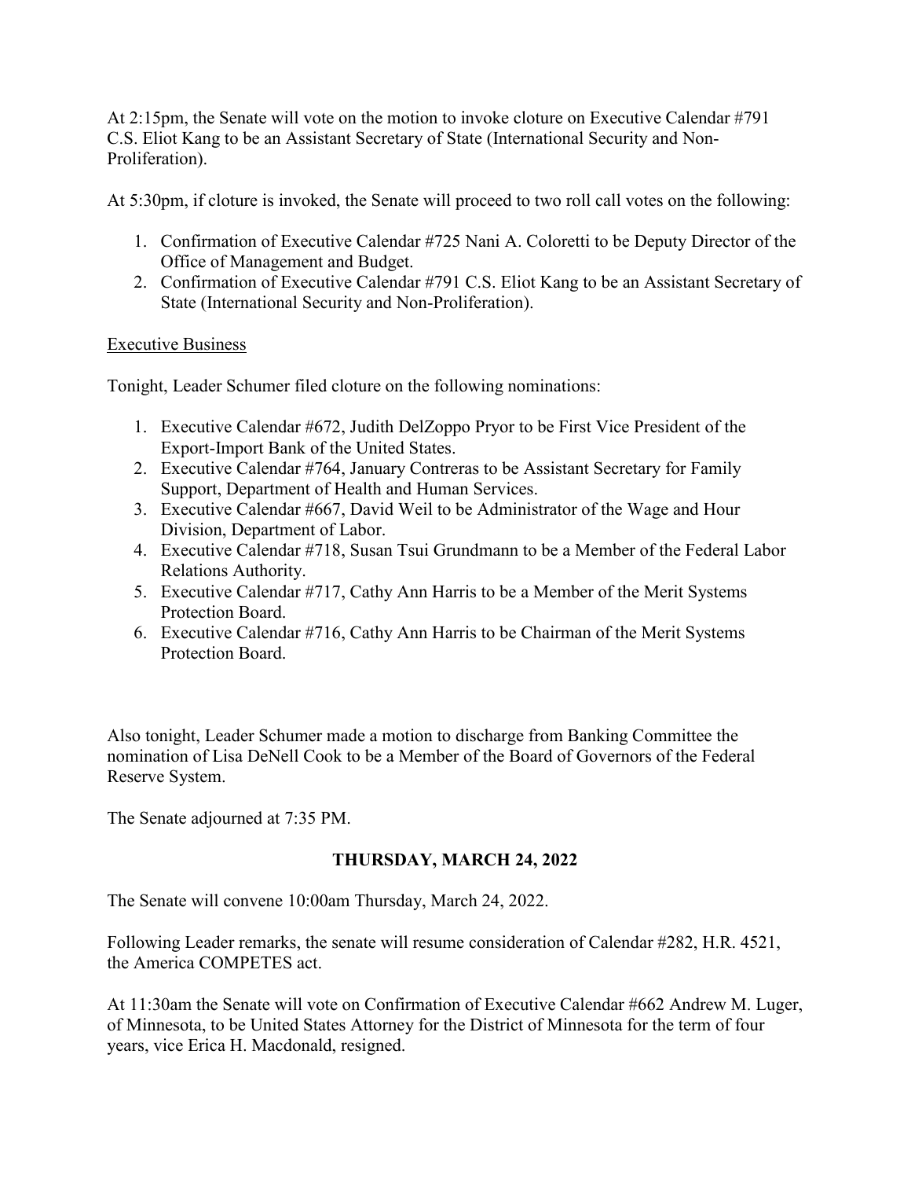At 2:15pm, the Senate will vote on the motion to invoke cloture on Executive Calendar #791 C.S. Eliot Kang to be an Assistant Secretary of State (International Security and Non-Proliferation).

At 5:30pm, if cloture is invoked, the Senate will proceed to two roll call votes on the following:

1. Confirmation of Executive Calendar #725 Nani A. Coloretti to be Deputy Director of the Office of Management and Budget.
2. Confirmation of Executive Calendar #791 C.S. Eliot Kang to be an Assistant Secretary of State (International Security and Non-Proliferation).

<u>Executive Business</u>

Tonight, Leader Schumer filed cloture on the following nominations:

1. Executive Calendar #672, Judith DelZoppo Pryor to be First Vice President of the Export-Import Bank of the United States.
2. Executive Calendar #764, January Contreras to be Assistant Secretary for Family Support, Department of Health and Human Services.
3. Executive Calendar #667, David Weil to be Administrator of the Wage and Hour Division, Department of Labor.
4. Executive Calendar #718, Susan Tsui Grundmann to be a Member of the Federal Labor Relations Authority.
5. Executive Calendar #717, Cathy Ann Harris to be a Member of the Merit Systems Protection Board.
6. Executive Calendar #716, Cathy Ann Harris to be Chairman of the Merit Systems Protection Board.

Also tonight, Leader Schumer made a motion to discharge from Banking Committee the nomination of Lisa DeNell Cook to be a Member of the Board of Governors of the Federal Reserve System.

The Senate adjourned at 7:35 PM.

## THURSDAY, MARCH 24, 2022

The Senate will convene 10:00am Thursday, March 24, 2022.

Following Leader remarks, the senate will resume consideration of Calendar #282, H.R. 4521, the America COMPETES act.

At 11:30am the Senate will vote on Confirmation of Executive Calendar #662 Andrew M. Luger, of Minnesota, to be United States Attorney for the District of Minnesota for the term of four years, vice Erica H. Macdonald, resigned.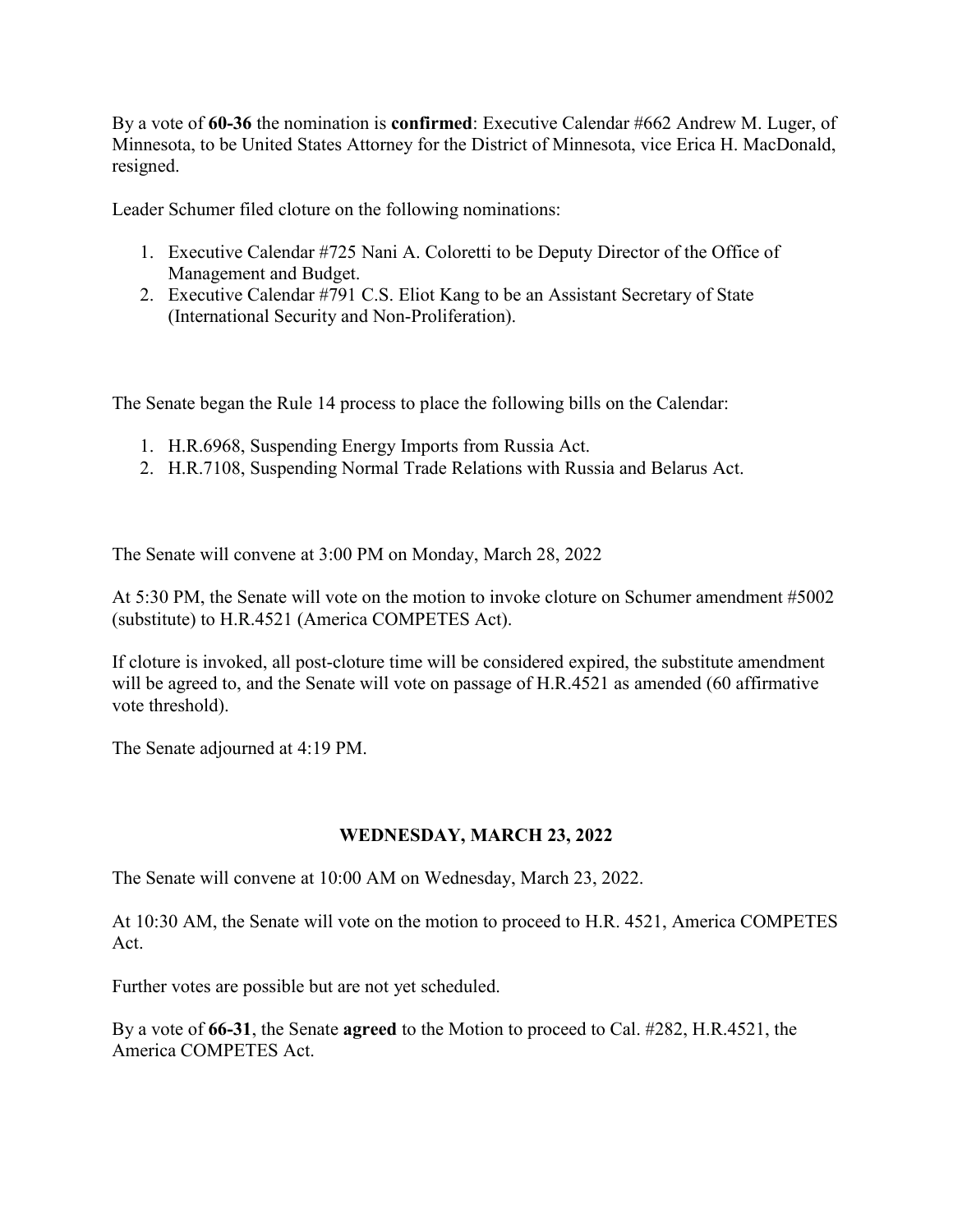By a vote of **60-36** the nomination is **confirmed**: Executive Calendar #662 Andrew M. Luger, of Minnesota, to be United States Attorney for the District of Minnesota, vice Erica H. MacDonald, resigned.

Leader Schumer filed cloture on the following nominations:

1. Executive Calendar #725 Nani A. Coloretti to be Deputy Director of the Office of Management and Budget.
2. Executive Calendar #791 C.S. Eliot Kang to be an Assistant Secretary of State (International Security and Non-Proliferation).

The Senate began the Rule 14 process to place the following bills on the Calendar:

1. H.R.6968, Suspending Energy Imports from Russia Act.
2. H.R.7108, Suspending Normal Trade Relations with Russia and Belarus Act.

The Senate will convene at 3:00 PM on Monday, March 28, 2022

At 5:30 PM, the Senate will vote on the motion to invoke cloture on Schumer amendment #5002 (substitute) to H.R.4521 (America COMPETES Act).

If cloture is invoked, all post-cloture time will be considered expired, the substitute amendment will be agreed to, and the Senate will vote on passage of H.R.4521 as amended (60 affirmative vote threshold).

The Senate adjourned at 4:19 PM.

## WEDNESDAY, MARCH 23, 2022

The Senate will convene at 10:00 AM on Wednesday, March 23, 2022.

At 10:30 AM, the Senate will vote on the motion to proceed to H.R. 4521, America COMPETES Act.

Further votes are possible but are not yet scheduled.

By a vote of **66-31**, the Senate **agreed** to the Motion to proceed to Cal. #282, H.R.4521, the America COMPETES Act.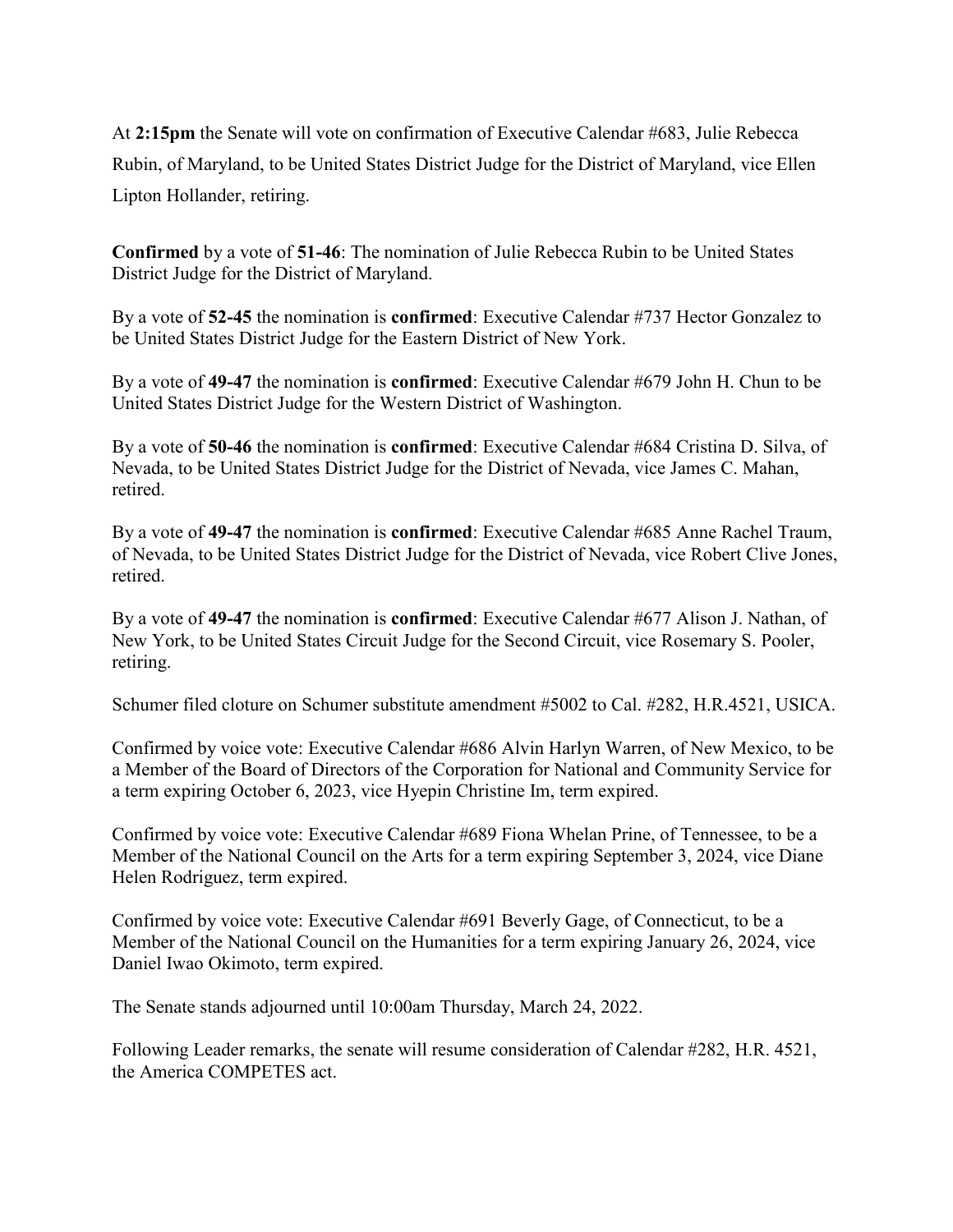At **2:15pm** the Senate will vote on confirmation of Executive Calendar #683, Julie Rebecca Rubin, of Maryland, to be United States District Judge for the District of Maryland, vice Ellen Lipton Hollander, retiring.

**Confirmed** by a vote of **51-46**: The nomination of Julie Rebecca Rubin to be United States District Judge for the District of Maryland.

By a vote of **52-45** the nomination is **confirmed**: Executive Calendar #737 Hector Gonzalez to be United States District Judge for the Eastern District of New York.

By a vote of **49-47** the nomination is **confirmed**: Executive Calendar #679 John H. Chun to be United States District Judge for the Western District of Washington.

By a vote of **50-46** the nomination is **confirmed**: Executive Calendar #684 Cristina D. Silva, of Nevada, to be United States District Judge for the District of Nevada, vice James C. Mahan, retired.

By a vote of **49-47** the nomination is **confirmed**: Executive Calendar #685 Anne Rachel Traum, of Nevada, to be United States District Judge for the District of Nevada, vice Robert Clive Jones, retired.

By a vote of **49-47** the nomination is **confirmed**: Executive Calendar #677 Alison J. Nathan, of New York, to be United States Circuit Judge for the Second Circuit, vice Rosemary S. Pooler, retiring.

Schumer filed cloture on Schumer substitute amendment #5002 to Cal. #282, H.R.4521, USICA.

Confirmed by voice vote: Executive Calendar #686 Alvin Harlyn Warren, of New Mexico, to be a Member of the Board of Directors of the Corporation for National and Community Service for a term expiring October 6, 2023, vice Hyepin Christine Im, term expired.

Confirmed by voice vote: Executive Calendar #689 Fiona Whelan Prine, of Tennessee, to be a Member of the National Council on the Arts for a term expiring September 3, 2024, vice Diane Helen Rodriguez, term expired.

Confirmed by voice vote: Executive Calendar #691 Beverly Gage, of Connecticut, to be a Member of the National Council on the Humanities for a term expiring January 26, 2024, vice Daniel Iwao Okimoto, term expired.

The Senate stands adjourned until 10:00am Thursday, March 24, 2022.

Following Leader remarks, the senate will resume consideration of Calendar #282, H.R. 4521, the America COMPETES act.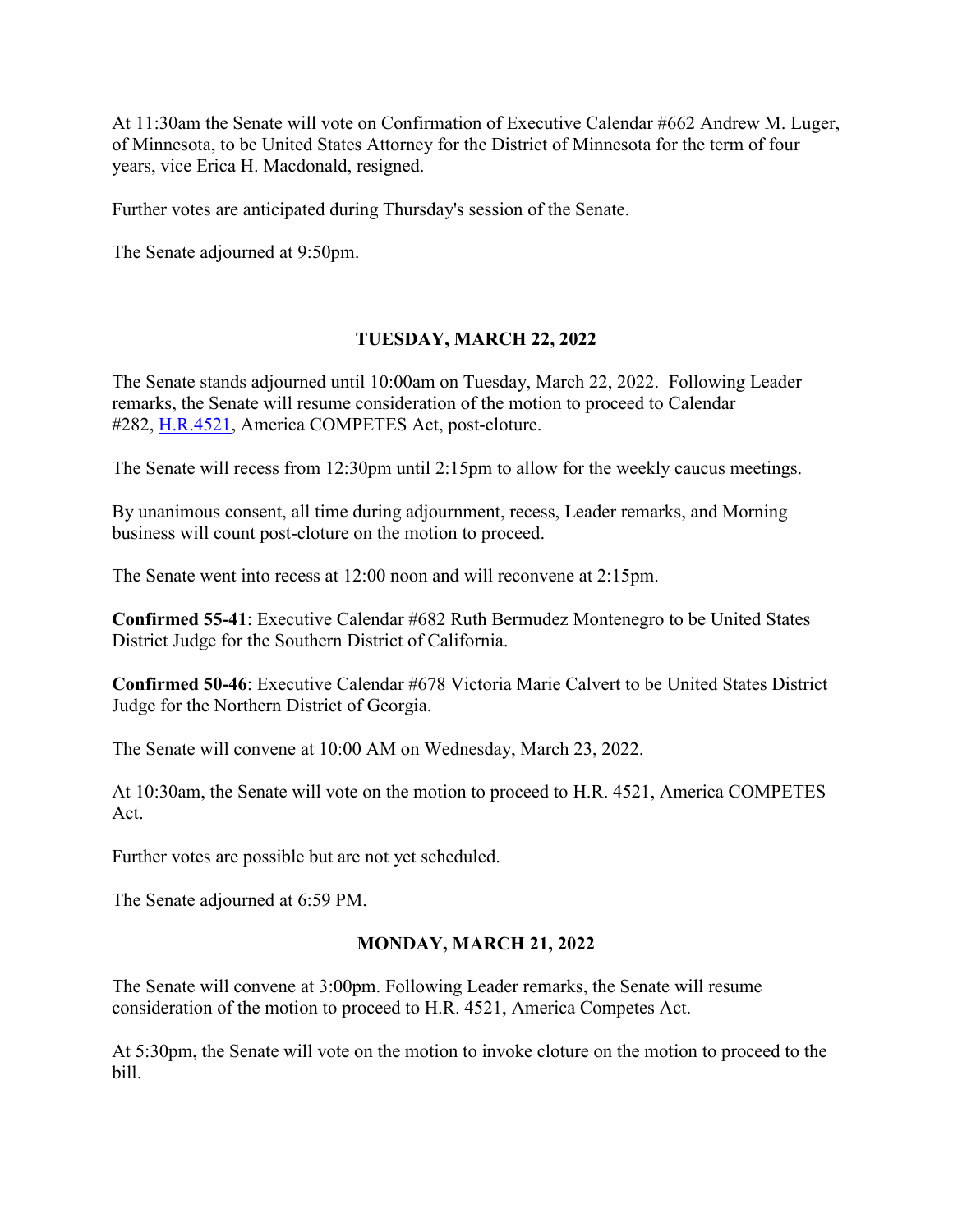At 11:30am the Senate will vote on Confirmation of Executive Calendar #662 Andrew M. Luger, of Minnesota, to be United States Attorney for the District of Minnesota for the term of four years, vice Erica H. Macdonald, resigned.

Further votes are anticipated during Thursday's session of the Senate.

The Senate adjourned at 9:50pm.

## TUESDAY, MARCH 22, 2022

The Senate stands adjourned until 10:00am on Tuesday, March 22, 2022. Following Leader remarks, the Senate will resume consideration of the motion to proceed to Calendar #282, [H.R.4521](), America COMPETES Act, post-cloture.

The Senate will recess from 12:30pm until 2:15pm to allow for the weekly caucus meetings.

By unanimous consent, all time during adjournment, recess, Leader remarks, and Morning business will count post-cloture on the motion to proceed.

The Senate went into recess at 12:00 noon and will reconvene at 2:15pm.

**Confirmed 55-41**: Executive Calendar #682 Ruth Bermudez Montenegro to be United States District Judge for the Southern District of California.

**Confirmed 50-46**: Executive Calendar #678 Victoria Marie Calvert to be United States District Judge for the Northern District of Georgia.

The Senate will convene at 10:00 AM on Wednesday, March 23, 2022.

At 10:30am, the Senate will vote on the motion to proceed to H.R. 4521, America COMPETES Act.

Further votes are possible but are not yet scheduled.

The Senate adjourned at 6:59 PM.

## MONDAY, MARCH 21, 2022

The Senate will convene at 3:00pm. Following Leader remarks, the Senate will resume consideration of the motion to proceed to H.R. 4521, America Competes Act.

At 5:30pm, the Senate will vote on the motion to invoke cloture on the motion to proceed to the bill.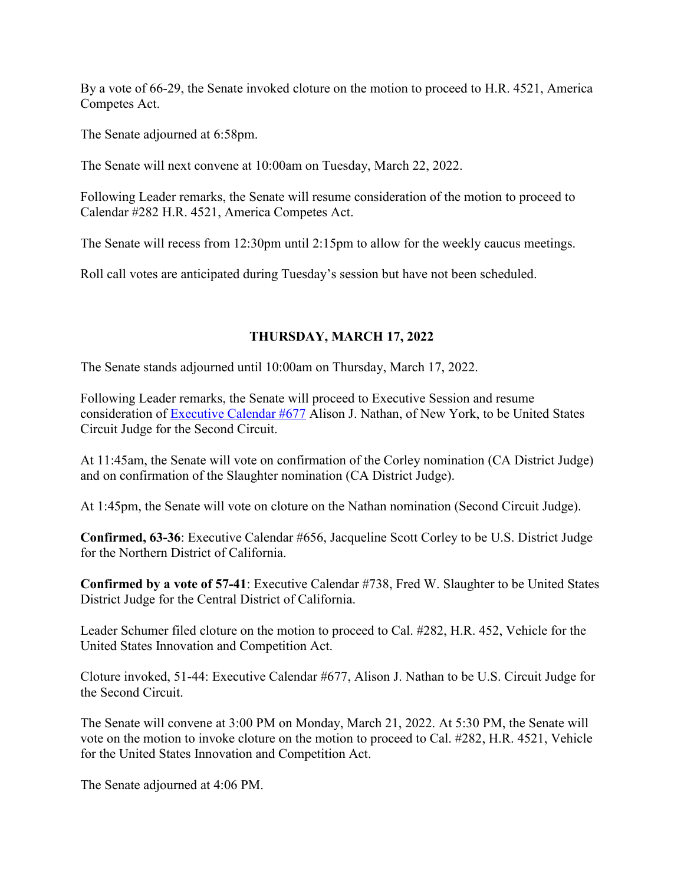By a vote of 66-29, the Senate invoked cloture on the motion to proceed to H.R. 4521, America Competes Act.

The Senate adjourned at 6:58pm.

The Senate will next convene at 10:00am on Tuesday, March 22, 2022.

Following Leader remarks, the Senate will resume consideration of the motion to proceed to Calendar #282 H.R. 4521, America Competes Act.

The Senate will recess from 12:30pm until 2:15pm to allow for the weekly caucus meetings.

Roll call votes are anticipated during Tuesday's session but have not been scheduled.

## THURSDAY, MARCH 17, 2022

The Senate stands adjourned until 10:00am on Thursday, March 17, 2022.

Following Leader remarks, the Senate will proceed to Executive Session and resume consideration of Executive Calendar #677 Alison J. Nathan, of New York, to be United States Circuit Judge for the Second Circuit.

At 11:45am, the Senate will vote on confirmation of the Corley nomination (CA District Judge) and on confirmation of the Slaughter nomination (CA District Judge).

At 1:45pm, the Senate will vote on cloture on the Nathan nomination (Second Circuit Judge).

**Confirmed, 63-36**: Executive Calendar #656, Jacqueline Scott Corley to be U.S. District Judge for the Northern District of California.

**Confirmed by a vote of 57-41**: Executive Calendar #738, Fred W. Slaughter to be United States District Judge for the Central District of California.

Leader Schumer filed cloture on the motion to proceed to Cal. #282, H.R. 452, Vehicle for the United States Innovation and Competition Act.

Cloture invoked, 51-44: Executive Calendar #677, Alison J. Nathan to be U.S. Circuit Judge for the Second Circuit.

The Senate will convene at 3:00 PM on Monday, March 21, 2022. At 5:30 PM, the Senate will vote on the motion to invoke cloture on the motion to proceed to Cal. #282, H.R. 4521, Vehicle for the United States Innovation and Competition Act.

The Senate adjourned at 4:06 PM.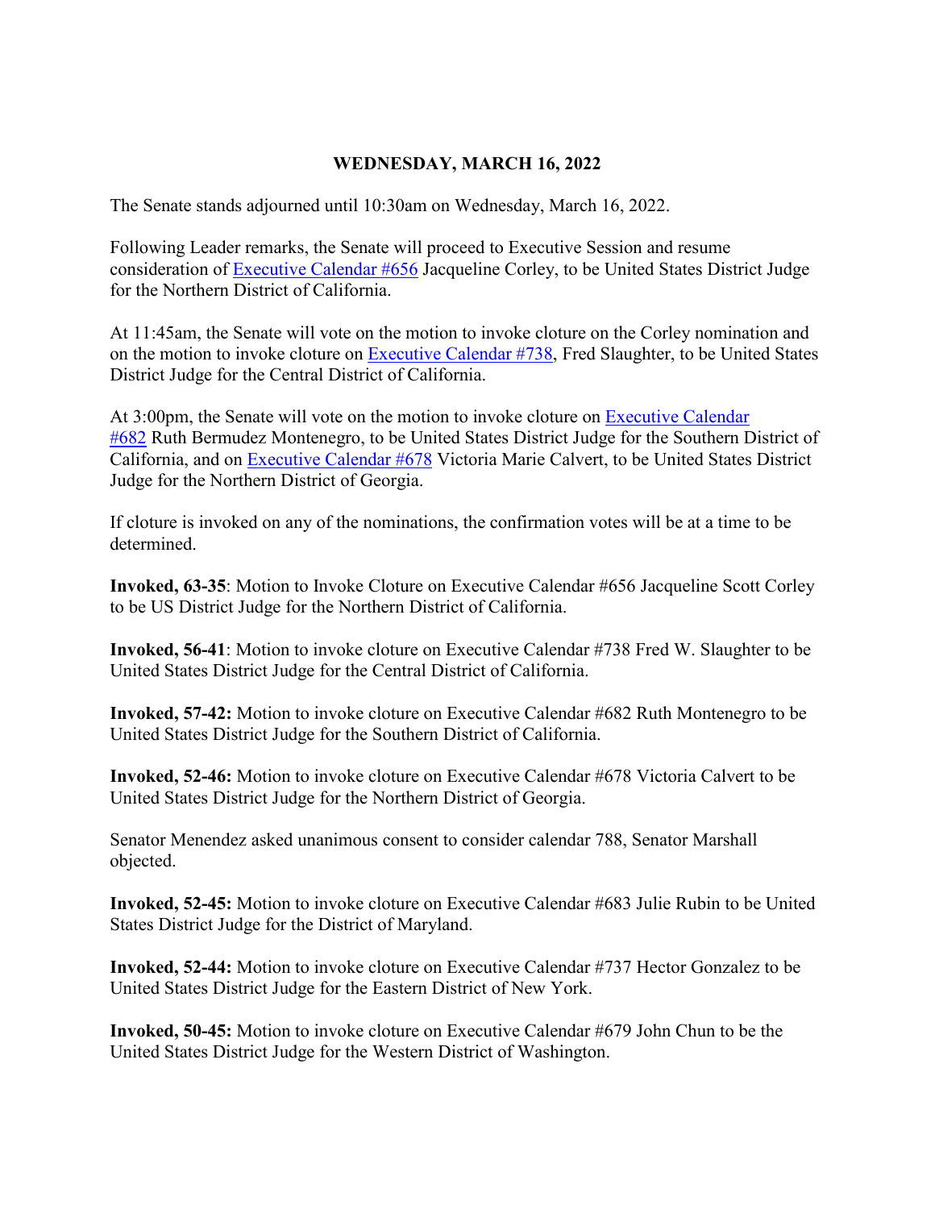**WEDNESDAY, MARCH 16, 2022**

The Senate stands adjourned until 10:30am on Wednesday, March 16, 2022.

Following Leader remarks, the Senate will proceed to Executive Session and resume consideration of Executive Calendar #656 Jacqueline Corley, to be United States District Judge for the Northern District of California.

At 11:45am, the Senate will vote on the motion to invoke cloture on the Corley nomination and on the motion to invoke cloture on Executive Calendar #738, Fred Slaughter, to be United States District Judge for the Central District of California.

At 3:00pm, the Senate will vote on the motion to invoke cloture on Executive Calendar #682 Ruth Bermudez Montenegro, to be United States District Judge for the Southern District of California, and on Executive Calendar #678 Victoria Marie Calvert, to be United States District Judge for the Northern District of Georgia.

If cloture is invoked on any of the nominations, the confirmation votes will be at a time to be determined.

**Invoked, 63-35**: Motion to Invoke Cloture on Executive Calendar #656 Jacqueline Scott Corley to be US District Judge for the Northern District of California.

**Invoked, 56-41**: Motion to invoke cloture on Executive Calendar #738 Fred W. Slaughter to be United States District Judge for the Central District of California.

**Invoked, 57-42:** Motion to invoke cloture on Executive Calendar #682 Ruth Montenegro to be United States District Judge for the Southern District of California.

**Invoked, 52-46:** Motion to invoke cloture on Executive Calendar #678 Victoria Calvert to be United States District Judge for the Northern District of Georgia.

Senator Menendez asked unanimous consent to consider calendar 788, Senator Marshall objected.

**Invoked, 52-45:** Motion to invoke cloture on Executive Calendar #683 Julie Rubin to be United States District Judge for the District of Maryland.

**Invoked, 52-44:** Motion to invoke cloture on Executive Calendar #737 Hector Gonzalez to be United States District Judge for the Eastern District of New York.

**Invoked, 50-45:** Motion to invoke cloture on Executive Calendar #679 John Chun to be the United States District Judge for the Western District of Washington.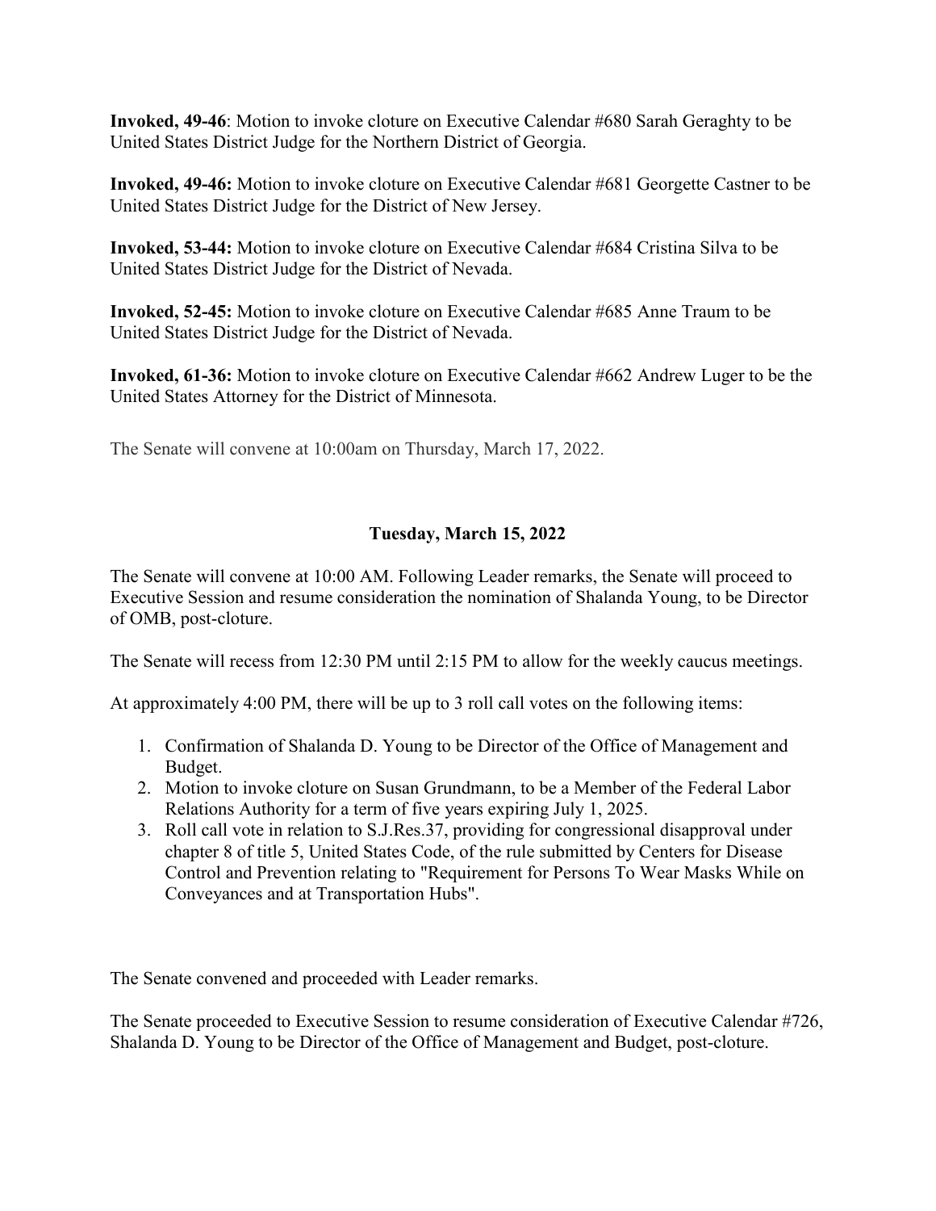**Invoked, 49-46**: Motion to invoke cloture on Executive Calendar #680 Sarah Geraghty to be United States District Judge for the Northern District of Georgia.

**Invoked, 49-46:** Motion to invoke cloture on Executive Calendar #681 Georgette Castner to be United States District Judge for the District of New Jersey.

**Invoked, 53-44:** Motion to invoke cloture on Executive Calendar #684 Cristina Silva to be United States District Judge for the District of Nevada.

**Invoked, 52-45:** Motion to invoke cloture on Executive Calendar #685 Anne Traum to be United States District Judge for the District of Nevada.

**Invoked, 61-36:** Motion to invoke cloture on Executive Calendar #662 Andrew Luger to be the United States Attorney for the District of Minnesota.

The Senate will convene at 10:00am on Thursday, March 17, 2022.

## Tuesday, March 15, 2022

The Senate will convene at 10:00 AM. Following Leader remarks, the Senate will proceed to Executive Session and resume consideration the nomination of Shalanda Young, to be Director of OMB, post-cloture.

The Senate will recess from 12:30 PM until 2:15 PM to allow for the weekly caucus meetings.

At approximately 4:00 PM, there will be up to 3 roll call votes on the following items:

1. Confirmation of Shalanda D. Young to be Director of the Office of Management and Budget.
2. Motion to invoke cloture on Susan Grundmann, to be a Member of the Federal Labor Relations Authority for a term of five years expiring July 1, 2025.
3. Roll call vote in relation to S.J.Res.37, providing for congressional disapproval under chapter 8 of title 5, United States Code, of the rule submitted by Centers for Disease Control and Prevention relating to "Requirement for Persons To Wear Masks While on Conveyances and at Transportation Hubs".

The Senate convened and proceeded with Leader remarks.

The Senate proceeded to Executive Session to resume consideration of Executive Calendar #726, Shalanda D. Young to be Director of the Office of Management and Budget, post-cloture.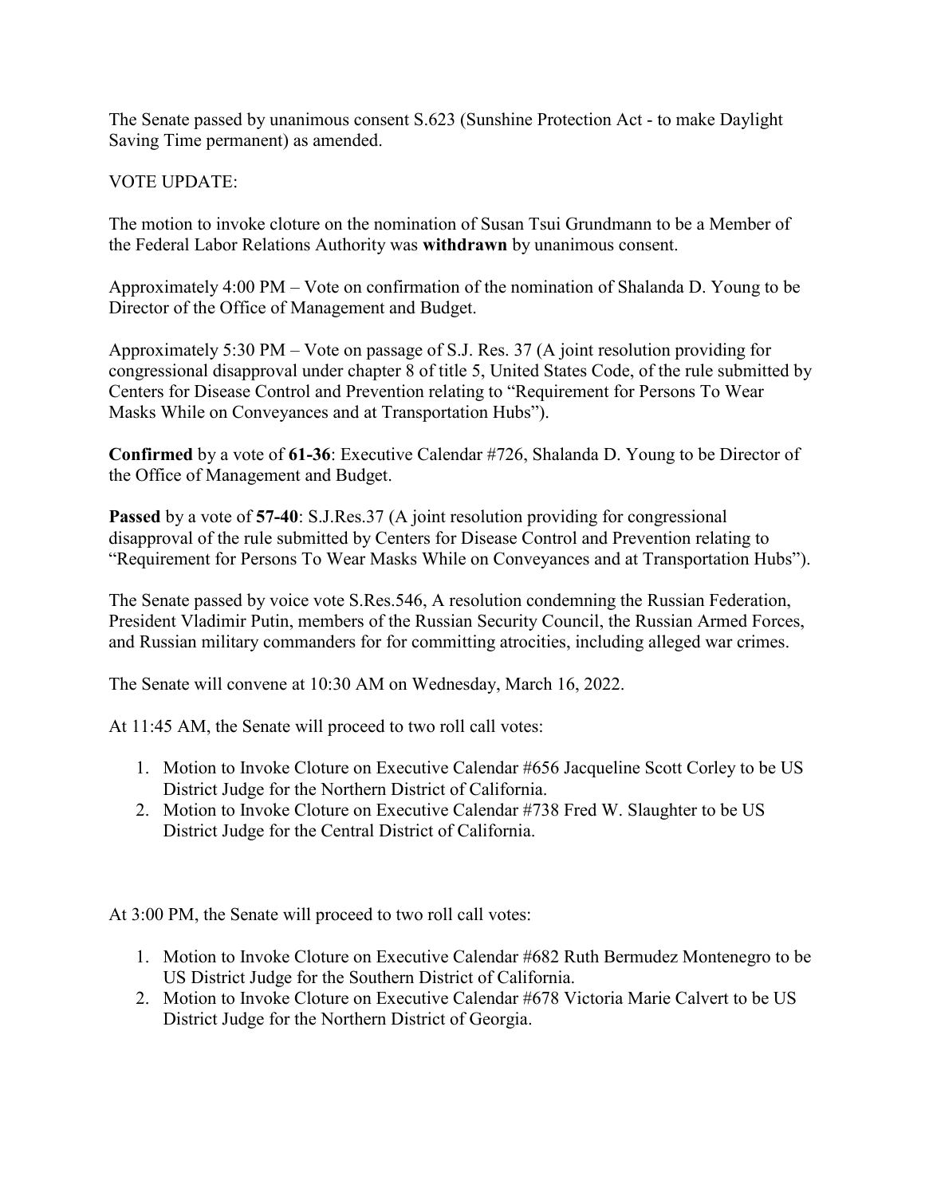The Senate passed by unanimous consent S.623 (Sunshine Protection Act - to make Daylight Saving Time permanent) as amended.

VOTE UPDATE:

The motion to invoke cloture on the nomination of Susan Tsui Grundmann to be a Member of the Federal Labor Relations Authority was **withdrawn** by unanimous consent.

Approximately 4:00 PM – Vote on confirmation of the nomination of Shalanda D. Young to be Director of the Office of Management and Budget.

Approximately 5:30 PM – Vote on passage of S.J. Res. 37 (A joint resolution providing for congressional disapproval under chapter 8 of title 5, United States Code, of the rule submitted by Centers for Disease Control and Prevention relating to "Requirement for Persons To Wear Masks While on Conveyances and at Transportation Hubs").

**Confirmed** by a vote of **61-36**: Executive Calendar #726, Shalanda D. Young to be Director of the Office of Management and Budget.

**Passed** by a vote of **57-40**: S.J.Res.37 (A joint resolution providing for congressional disapproval of the rule submitted by Centers for Disease Control and Prevention relating to "Requirement for Persons To Wear Masks While on Conveyances and at Transportation Hubs").

The Senate passed by voice vote S.Res.546, A resolution condemning the Russian Federation, President Vladimir Putin, members of the Russian Security Council, the Russian Armed Forces, and Russian military commanders for for committing atrocities, including alleged war crimes.

The Senate will convene at 10:30 AM on Wednesday, March 16, 2022.

At 11:45 AM, the Senate will proceed to two roll call votes:

1. Motion to Invoke Cloture on Executive Calendar #656 Jacqueline Scott Corley to be US District Judge for the Northern District of California.
2. Motion to Invoke Cloture on Executive Calendar #738 Fred W. Slaughter to be US District Judge for the Central District of California.

At 3:00 PM, the Senate will proceed to two roll call votes:

1. Motion to Invoke Cloture on Executive Calendar #682 Ruth Bermudez Montenegro to be US District Judge for the Southern District of California.
2. Motion to Invoke Cloture on Executive Calendar #678 Victoria Marie Calvert to be US District Judge for the Northern District of Georgia.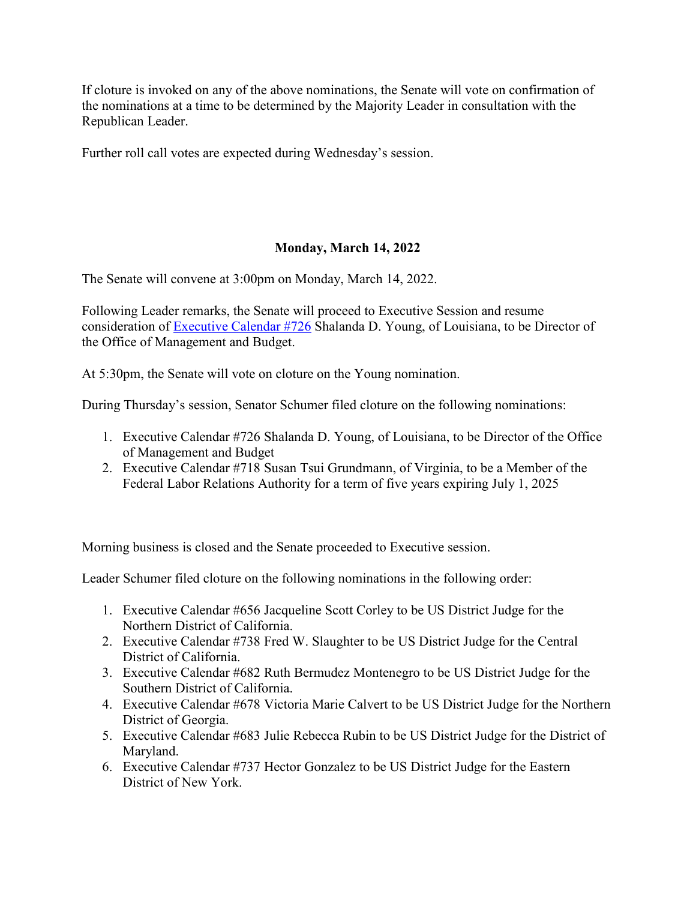If cloture is invoked on any of the above nominations, the Senate will vote on confirmation of the nominations at a time to be determined by the Majority Leader in consultation with the Republican Leader.

Further roll call votes are expected during Wednesday's session.

**Monday, March 14, 2022**

The Senate will convene at 3:00pm on Monday, March 14, 2022.

Following Leader remarks, the Senate will proceed to Executive Session and resume consideration of [Executive Calendar #726](#) Shalanda D. Young, of Louisiana, to be Director of the Office of Management and Budget.

At 5:30pm, the Senate will vote on cloture on the Young nomination.

During Thursday's session, Senator Schumer filed cloture on the following nominations:

1. Executive Calendar #726 Shalanda D. Young, of Louisiana, to be Director of the Office of Management and Budget
2. Executive Calendar #718 Susan Tsui Grundmann, of Virginia, to be a Member of the Federal Labor Relations Authority for a term of five years expiring July 1, 2025

Morning business is closed and the Senate proceeded to Executive session.

Leader Schumer filed cloture on the following nominations in the following order:

1. Executive Calendar #656 Jacqueline Scott Corley to be US District Judge for the Northern District of California.
2. Executive Calendar #738 Fred W. Slaughter to be US District Judge for the Central District of California.
3. Executive Calendar #682 Ruth Bermudez Montenegro to be US District Judge for the Southern District of California.
4. Executive Calendar #678 Victoria Marie Calvert to be US District Judge for the Northern District of Georgia.
5. Executive Calendar #683 Julie Rebecca Rubin to be US District Judge for the District of Maryland.
6. Executive Calendar #737 Hector Gonzalez to be US District Judge for the Eastern District of New York.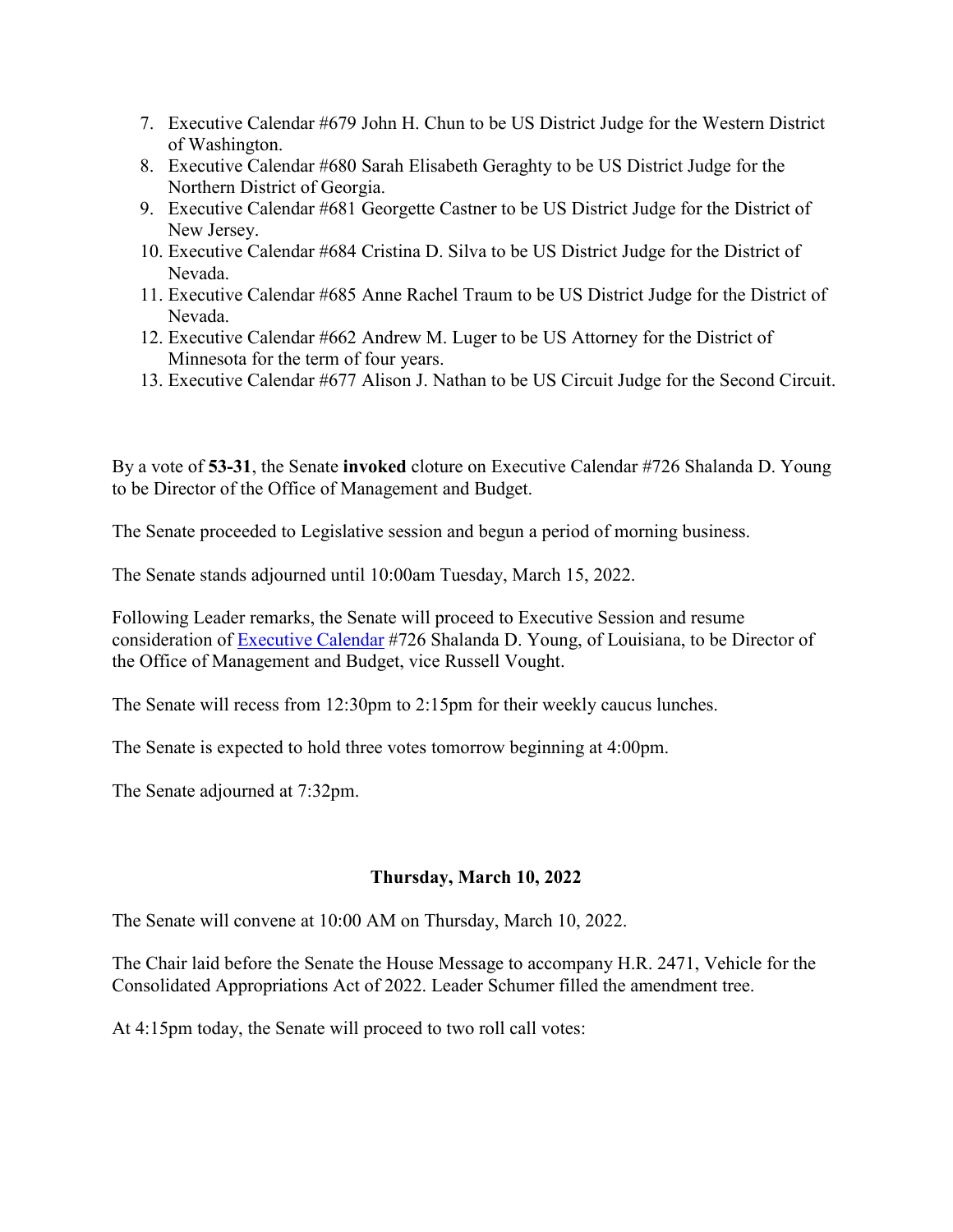7. Executive Calendar #679 John H. Chun to be US District Judge for the Western District of Washington.
8. Executive Calendar #680 Sarah Elisabeth Geraghty to be US District Judge for the Northern District of Georgia.
9. Executive Calendar #681 Georgette Castner to be US District Judge for the District of New Jersey.
10. Executive Calendar #684 Cristina D. Silva to be US District Judge for the District of Nevada.
11. Executive Calendar #685 Anne Rachel Traum to be US District Judge for the District of Nevada.
12. Executive Calendar #662 Andrew M. Luger to be US Attorney for the District of Minnesota for the term of four years.
13. Executive Calendar #677 Alison J. Nathan to be US Circuit Judge for the Second Circuit.

By a vote of **53-31**, the Senate **invoked** cloture on Executive Calendar #726 Shalanda D. Young to be Director of the Office of Management and Budget.

The Senate proceeded to Legislative session and begun a period of morning business.

The Senate stands adjourned until 10:00am Tuesday, March 15, 2022.

Following Leader remarks, the Senate will proceed to Executive Session and resume consideration of Executive Calendar #726 Shalanda D. Young, of Louisiana, to be Director of the Office of Management and Budget, vice Russell Vought.

The Senate will recess from 12:30pm to 2:15pm for their weekly caucus lunches.

The Senate is expected to hold three votes tomorrow beginning at 4:00pm.

The Senate adjourned at 7:32pm.

**Thursday, March 10, 2022**

The Senate will convene at 10:00 AM on Thursday, March 10, 2022.

The Chair laid before the Senate the House Message to accompany H.R. 2471, Vehicle for the Consolidated Appropriations Act of 2022. Leader Schumer filled the amendment tree.

At 4:15pm today, the Senate will proceed to two roll call votes: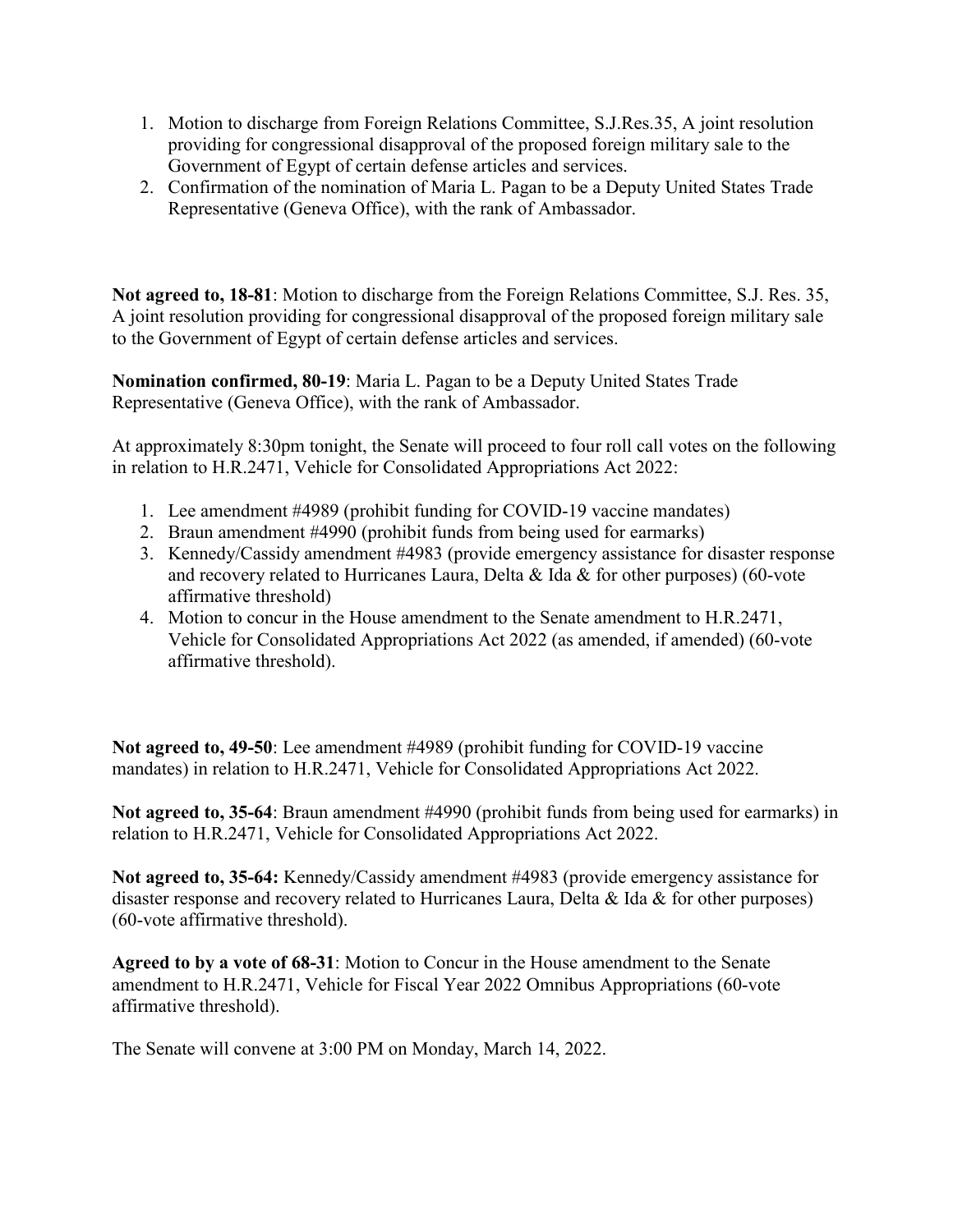1. Motion to discharge from Foreign Relations Committee, S.J.Res.35, A joint resolution providing for congressional disapproval of the proposed foreign military sale to the Government of Egypt of certain defense articles and services.
2. Confirmation of the nomination of Maria L. Pagan to be a Deputy United States Trade Representative (Geneva Office), with the rank of Ambassador.

**Not agreed to, 18-81**: Motion to discharge from the Foreign Relations Committee, S.J. Res. 35, A joint resolution providing for congressional disapproval of the proposed foreign military sale to the Government of Egypt of certain defense articles and services.

**Nomination confirmed, 80-19**: Maria L. Pagan to be a Deputy United States Trade Representative (Geneva Office), with the rank of Ambassador.

At approximately 8:30pm tonight, the Senate will proceed to four roll call votes on the following in relation to H.R.2471, Vehicle for Consolidated Appropriations Act 2022:

1. Lee amendment #4989 (prohibit funding for COVID-19 vaccine mandates)
2. Braun amendment #4990 (prohibit funds from being used for earmarks)
3. Kennedy/Cassidy amendment #4983 (provide emergency assistance for disaster response and recovery related to Hurricanes Laura, Delta & Ida & for other purposes) (60-vote affirmative threshold)
4. Motion to concur in the House amendment to the Senate amendment to H.R.2471, Vehicle for Consolidated Appropriations Act 2022 (as amended, if amended) (60-vote affirmative threshold).

**Not agreed to, 49-50**: Lee amendment #4989 (prohibit funding for COVID-19 vaccine mandates) in relation to H.R.2471, Vehicle for Consolidated Appropriations Act 2022.

**Not agreed to, 35-64**: Braun amendment #4990 (prohibit funds from being used for earmarks) in relation to H.R.2471, Vehicle for Consolidated Appropriations Act 2022.

**Not agreed to, 35-64:** Kennedy/Cassidy amendment #4983 (provide emergency assistance for disaster response and recovery related to Hurricanes Laura, Delta & Ida & for other purposes) (60-vote affirmative threshold).

**Agreed to by a vote of 68-31**: Motion to Concur in the House amendment to the Senate amendment to H.R.2471, Vehicle for Fiscal Year 2022 Omnibus Appropriations (60-vote affirmative threshold).

The Senate will convene at 3:00 PM on Monday, March 14, 2022.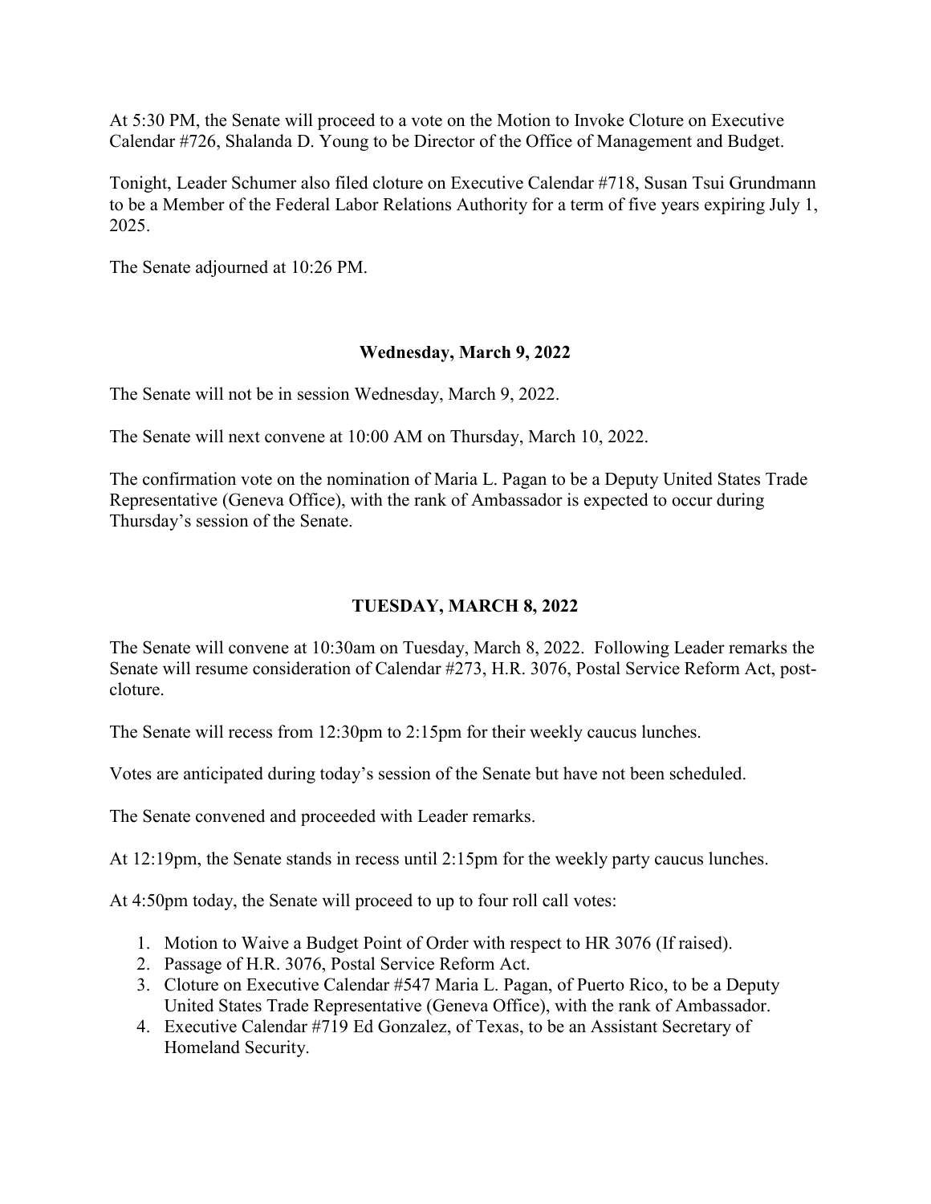At 5:30 PM, the Senate will proceed to a vote on the Motion to Invoke Cloture on Executive Calendar #726, Shalanda D. Young to be Director of the Office of Management and Budget.

Tonight, Leader Schumer also filed cloture on Executive Calendar #718, Susan Tsui Grundmann to be a Member of the Federal Labor Relations Authority for a term of five years expiring July 1, 2025.

The Senate adjourned at 10:26 PM.

**Wednesday, March 9, 2022**

The Senate will not be in session Wednesday, March 9, 2022.

The Senate will next convene at 10:00 AM on Thursday, March 10, 2022.

The confirmation vote on the nomination of Maria L. Pagan to be a Deputy United States Trade Representative (Geneva Office), with the rank of Ambassador is expected to occur during Thursday's session of the Senate.

**TUESDAY, MARCH 8, 2022**

The Senate will convene at 10:30am on Tuesday, March 8, 2022. Following Leader remarks the Senate will resume consideration of Calendar #273, H.R. 3076, Postal Service Reform Act, post-cloture.

The Senate will recess from 12:30pm to 2:15pm for their weekly caucus lunches.

Votes are anticipated during today's session of the Senate but have not been scheduled.

The Senate convened and proceeded with Leader remarks.

At 12:19pm, the Senate stands in recess until 2:15pm for the weekly party caucus lunches.

At 4:50pm today, the Senate will proceed to up to four roll call votes:

1. Motion to Waive a Budget Point of Order with respect to HR 3076 (If raised).
2. Passage of H.R. 3076, Postal Service Reform Act.
3. Cloture on Executive Calendar #547 Maria L. Pagan, of Puerto Rico, to be a Deputy United States Trade Representative (Geneva Office), with the rank of Ambassador.
4. Executive Calendar #719 Ed Gonzalez, of Texas, to be an Assistant Secretary of Homeland Security.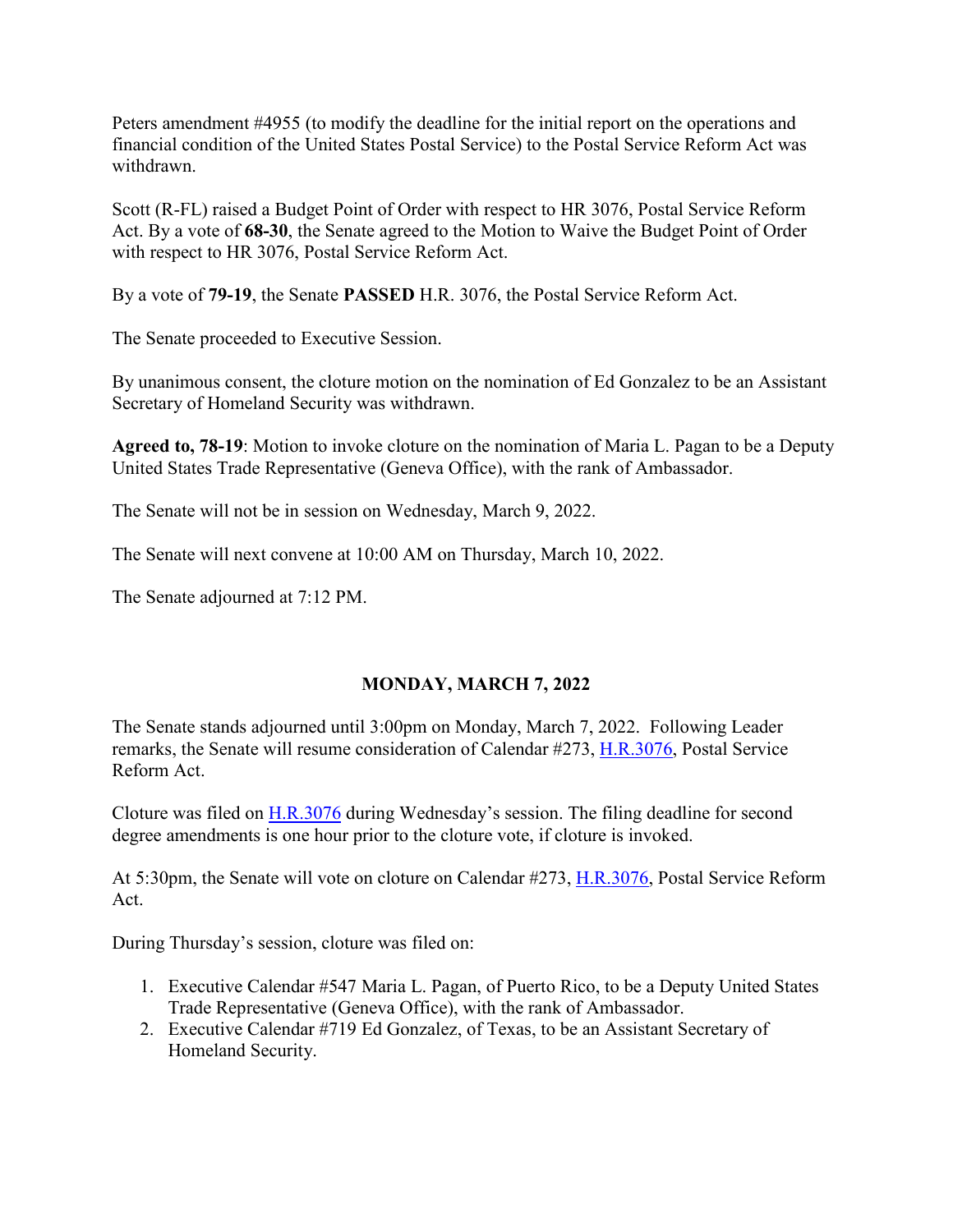Peters amendment #4955 (to modify the deadline for the initial report on the operations and financial condition of the United States Postal Service) to the Postal Service Reform Act was withdrawn.

Scott (R-FL) raised a Budget Point of Order with respect to HR 3076, Postal Service Reform Act. By a vote of **68-30**, the Senate agreed to the Motion to Waive the Budget Point of Order with respect to HR 3076, Postal Service Reform Act.

By a vote of **79-19**, the Senate **PASSED** H.R. 3076, the Postal Service Reform Act.

The Senate proceeded to Executive Session.

By unanimous consent, the cloture motion on the nomination of Ed Gonzalez to be an Assistant Secretary of Homeland Security was withdrawn.

**Agreed to, 78-19**: Motion to invoke cloture on the nomination of Maria L. Pagan to be a Deputy United States Trade Representative (Geneva Office), with the rank of Ambassador.

The Senate will not be in session on Wednesday, March 9, 2022.

The Senate will next convene at 10:00 AM on Thursday, March 10, 2022.

The Senate adjourned at 7:12 PM.

## MONDAY, MARCH 7, 2022

The Senate stands adjourned until 3:00pm on Monday, March 7, 2022. Following Leader remarks, the Senate will resume consideration of Calendar #273, H.R.3076, Postal Service Reform Act.

Cloture was filed on H.R.3076 during Wednesday's session. The filing deadline for second degree amendments is one hour prior to the cloture vote, if cloture is invoked.

At 5:30pm, the Senate will vote on cloture on Calendar #273, H.R.3076, Postal Service Reform Act.

During Thursday's session, cloture was filed on:

1. Executive Calendar #547 Maria L. Pagan, of Puerto Rico, to be a Deputy United States Trade Representative (Geneva Office), with the rank of Ambassador.
2. Executive Calendar #719 Ed Gonzalez, of Texas, to be an Assistant Secretary of Homeland Security.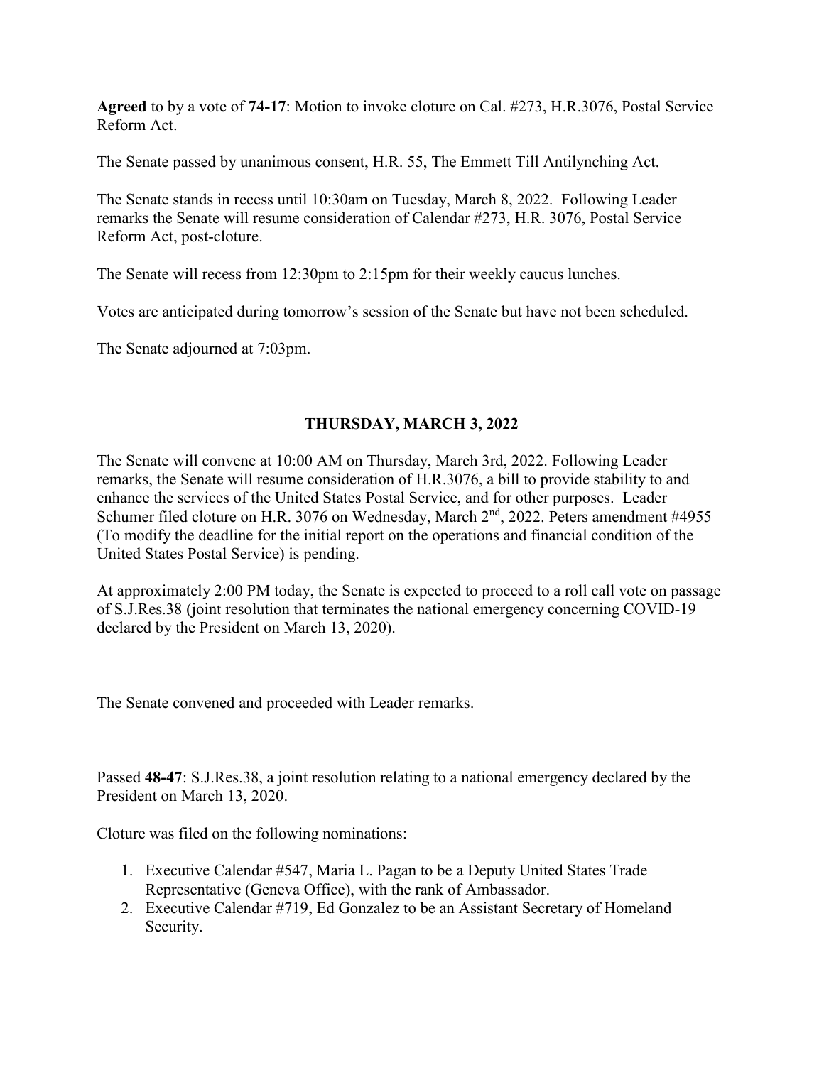**Agreed** to by a vote of **74-17**: Motion to invoke cloture on Cal. #273, H.R.3076, Postal Service Reform Act.

The Senate passed by unanimous consent, H.R. 55, The Emmett Till Antilynching Act.

The Senate stands in recess until 10:30am on Tuesday, March 8, 2022. Following Leader remarks the Senate will resume consideration of Calendar #273, H.R. 3076, Postal Service Reform Act, post-cloture.

The Senate will recess from 12:30pm to 2:15pm for their weekly caucus lunches.

Votes are anticipated during tomorrow's session of the Senate but have not been scheduled.

The Senate adjourned at 7:03pm.

## THURSDAY, MARCH 3, 2022

The Senate will convene at 10:00 AM on Thursday, March 3rd, 2022. Following Leader remarks, the Senate will resume consideration of H.R.3076, a bill to provide stability to and enhance the services of the United States Postal Service, and for other purposes. Leader Schumer filed cloture on H.R. 3076 on Wednesday, March 2nd, 2022. Peters amendment #4955 (To modify the deadline for the initial report on the operations and financial condition of the United States Postal Service) is pending.

At approximately 2:00 PM today, the Senate is expected to proceed to a roll call vote on passage of S.J.Res.38 (joint resolution that terminates the national emergency concerning COVID-19 declared by the President on March 13, 2020).

The Senate convened and proceeded with Leader remarks.

Passed **48-47**: S.J.Res.38, a joint resolution relating to a national emergency declared by the President on March 13, 2020.

Cloture was filed on the following nominations:

1. Executive Calendar #547, Maria L. Pagan to be a Deputy United States Trade Representative (Geneva Office), with the rank of Ambassador.
2. Executive Calendar #719, Ed Gonzalez to be an Assistant Secretary of Homeland Security.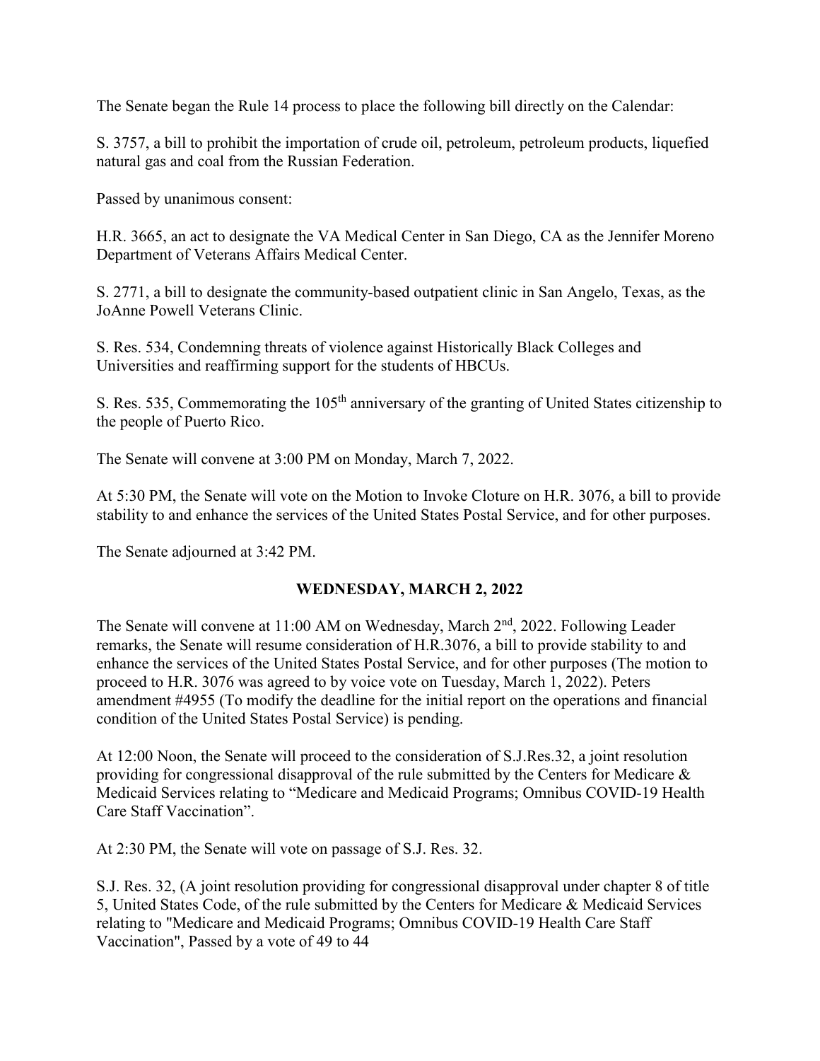The Senate began the Rule 14 process to place the following bill directly on the Calendar:

S. 3757, a bill to prohibit the importation of crude oil, petroleum, petroleum products, liquefied natural gas and coal from the Russian Federation.

Passed by unanimous consent:

H.R. 3665, an act to designate the VA Medical Center in San Diego, CA as the Jennifer Moreno Department of Veterans Affairs Medical Center.

S. 2771, a bill to designate the community-based outpatient clinic in San Angelo, Texas, as the JoAnne Powell Veterans Clinic.

S. Res. 534, Condemning threats of violence against Historically Black Colleges and Universities and reaffirming support for the students of HBCUs.

S. Res. 535, Commemorating the 105th anniversary of the granting of United States citizenship to the people of Puerto Rico.

The Senate will convene at 3:00 PM on Monday, March 7, 2022.

At 5:30 PM, the Senate will vote on the Motion to Invoke Cloture on H.R. 3076, a bill to provide stability to and enhance the services of the United States Postal Service, and for other purposes.

The Senate adjourned at 3:42 PM.

## WEDNESDAY, MARCH 2, 2022

The Senate will convene at 11:00 AM on Wednesday, March 2nd, 2022. Following Leader remarks, the Senate will resume consideration of H.R.3076, a bill to provide stability to and enhance the services of the United States Postal Service, and for other purposes (The motion to proceed to H.R. 3076 was agreed to by voice vote on Tuesday, March 1, 2022). Peters amendment #4955 (To modify the deadline for the initial report on the operations and financial condition of the United States Postal Service) is pending.

At 12:00 Noon, the Senate will proceed to the consideration of S.J.Res.32, a joint resolution providing for congressional disapproval of the rule submitted by the Centers for Medicare & Medicaid Services relating to "Medicare and Medicaid Programs; Omnibus COVID-19 Health Care Staff Vaccination".

At 2:30 PM, the Senate will vote on passage of S.J. Res. 32.

S.J. Res. 32, (A joint resolution providing for congressional disapproval under chapter 8 of title 5, United States Code, of the rule submitted by the Centers for Medicare & Medicaid Services relating to "Medicare and Medicaid Programs; Omnibus COVID-19 Health Care Staff Vaccination", Passed by a vote of 49 to 44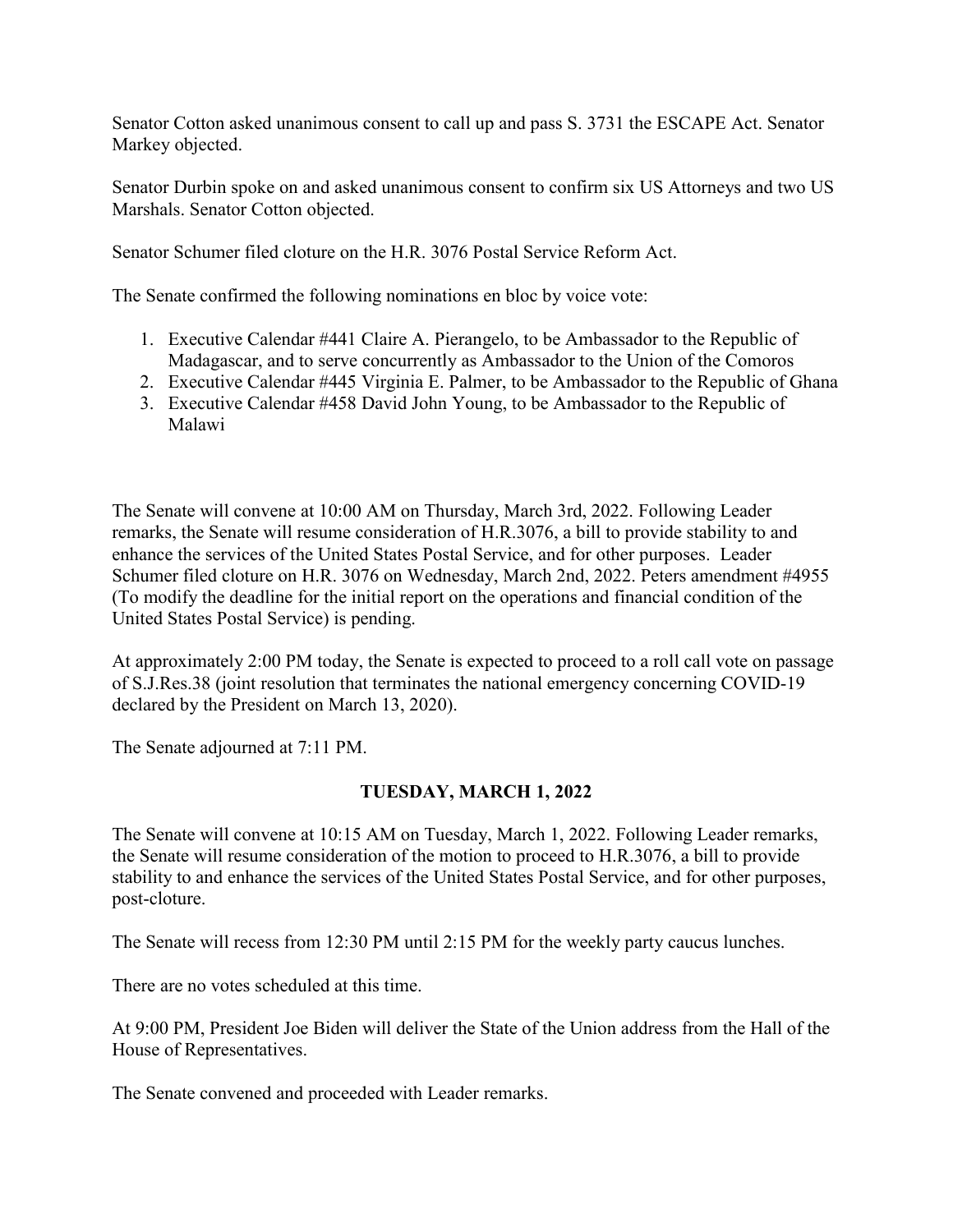Senator Cotton asked unanimous consent to call up and pass S. 3731 the ESCAPE Act. Senator Markey objected.

Senator Durbin spoke on and asked unanimous consent to confirm six US Attorneys and two US Marshals. Senator Cotton objected.

Senator Schumer filed cloture on the H.R. 3076 Postal Service Reform Act.

The Senate confirmed the following nominations en bloc by voice vote:

1. Executive Calendar #441 Claire A. Pierangelo, to be Ambassador to the Republic of Madagascar, and to serve concurrently as Ambassador to the Union of the Comoros
2. Executive Calendar #445 Virginia E. Palmer, to be Ambassador to the Republic of Ghana
3. Executive Calendar #458 David John Young, to be Ambassador to the Republic of Malawi

The Senate will convene at 10:00 AM on Thursday, March 3rd, 2022. Following Leader remarks, the Senate will resume consideration of H.R.3076, a bill to provide stability to and enhance the services of the United States Postal Service, and for other purposes. Leader Schumer filed cloture on H.R. 3076 on Wednesday, March 2nd, 2022. Peters amendment #4955 (To modify the deadline for the initial report on the operations and financial condition of the United States Postal Service) is pending.

At approximately 2:00 PM today, the Senate is expected to proceed to a roll call vote on passage of S.J.Res.38 (joint resolution that terminates the national emergency concerning COVID-19 declared by the President on March 13, 2020).

The Senate adjourned at 7:11 PM.

## TUESDAY, MARCH 1, 2022

The Senate will convene at 10:15 AM on Tuesday, March 1, 2022. Following Leader remarks, the Senate will resume consideration of the motion to proceed to H.R.3076, a bill to provide stability to and enhance the services of the United States Postal Service, and for other purposes, post-cloture.

The Senate will recess from 12:30 PM until 2:15 PM for the weekly party caucus lunches.

There are no votes scheduled at this time.

At 9:00 PM, President Joe Biden will deliver the State of the Union address from the Hall of the House of Representatives.

The Senate convened and proceeded with Leader remarks.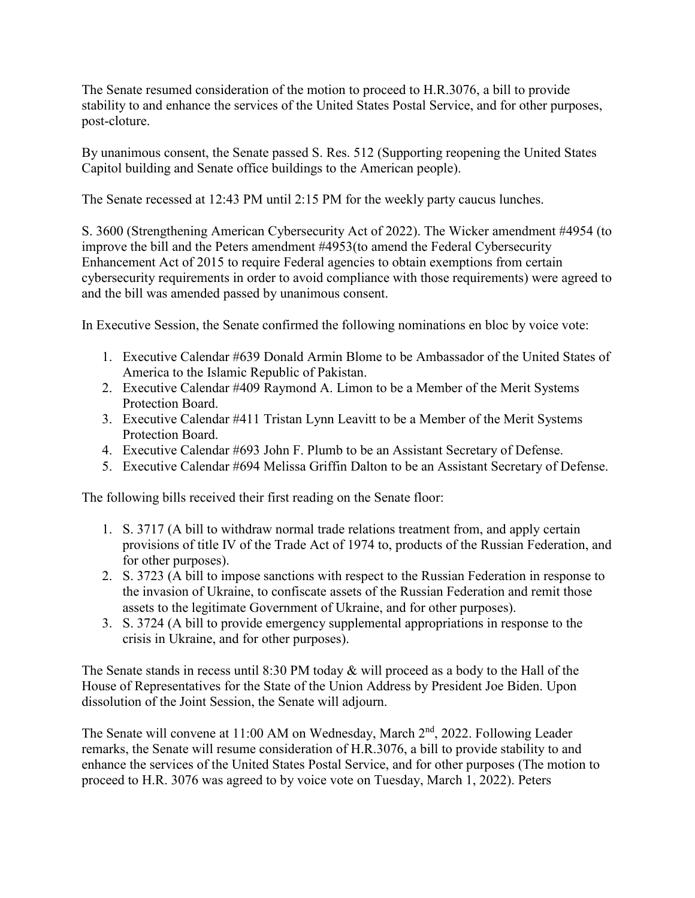The Senate resumed consideration of the motion to proceed to H.R.3076, a bill to provide stability to and enhance the services of the United States Postal Service, and for other purposes, post-cloture.

By unanimous consent, the Senate passed S. Res. 512 (Supporting reopening the United States Capitol building and Senate office buildings to the American people).

The Senate recessed at 12:43 PM until 2:15 PM for the weekly party caucus lunches.

S. 3600 (Strengthening American Cybersecurity Act of 2022). The Wicker amendment #4954 (to improve the bill and the Peters amendment #4953(to amend the Federal Cybersecurity Enhancement Act of 2015 to require Federal agencies to obtain exemptions from certain cybersecurity requirements in order to avoid compliance with those requirements) were agreed to and the bill was amended passed by unanimous consent.

In Executive Session, the Senate confirmed the following nominations en bloc by voice vote:

1. Executive Calendar #639 Donald Armin Blome to be Ambassador of the United States of America to the Islamic Republic of Pakistan.
2. Executive Calendar #409 Raymond A. Limon to be a Member of the Merit Systems Protection Board.
3. Executive Calendar #411 Tristan Lynn Leavitt to be a Member of the Merit Systems Protection Board.
4. Executive Calendar #693 John F. Plumb to be an Assistant Secretary of Defense.
5. Executive Calendar #694 Melissa Griffin Dalton to be an Assistant Secretary of Defense.

The following bills received their first reading on the Senate floor:

1. S. 3717 (A bill to withdraw normal trade relations treatment from, and apply certain provisions of title IV of the Trade Act of 1974 to, products of the Russian Federation, and for other purposes).
2. S. 3723 (A bill to impose sanctions with respect to the Russian Federation in response to the invasion of Ukraine, to confiscate assets of the Russian Federation and remit those assets to the legitimate Government of Ukraine, and for other purposes).
3. S. 3724 (A bill to provide emergency supplemental appropriations in response to the crisis in Ukraine, and for other purposes).

The Senate stands in recess until 8:30 PM today & will proceed as a body to the Hall of the House of Representatives for the State of the Union Address by President Joe Biden. Upon dissolution of the Joint Session, the Senate will adjourn.

The Senate will convene at 11:00 AM on Wednesday, March 2nd, 2022. Following Leader remarks, the Senate will resume consideration of H.R.3076, a bill to provide stability to and enhance the services of the United States Postal Service, and for other purposes (The motion to proceed to H.R. 3076 was agreed to by voice vote on Tuesday, March 1, 2022). Peters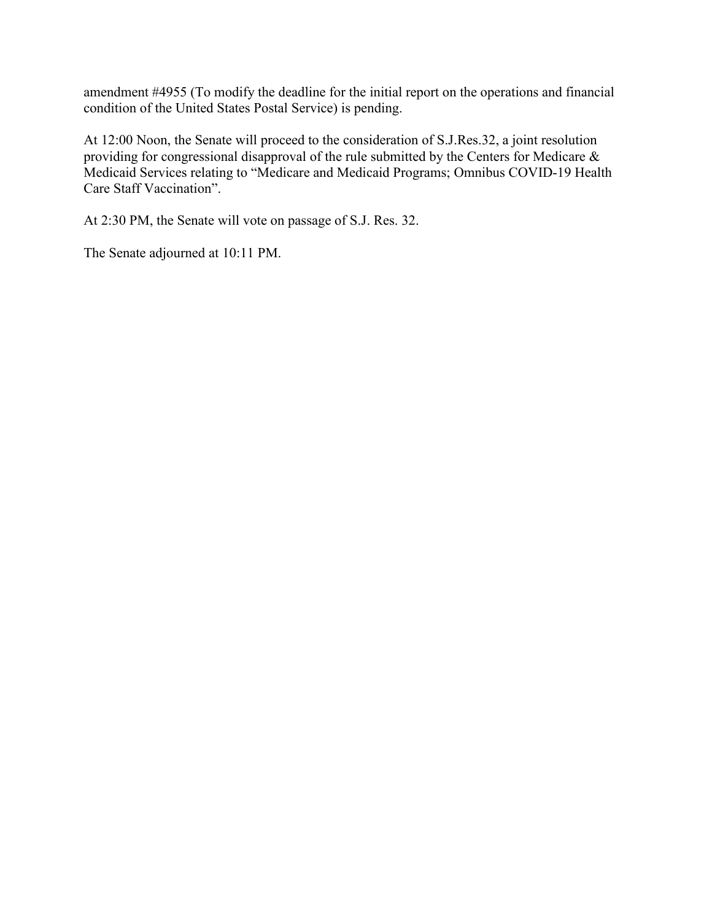amendment #4955 (To modify the deadline for the initial report on the operations and financial condition of the United States Postal Service) is pending.

At 12:00 Noon, the Senate will proceed to the consideration of S.J.Res.32, a joint resolution providing for congressional disapproval of the rule submitted by the Centers for Medicare & Medicaid Services relating to "Medicare and Medicaid Programs; Omnibus COVID-19 Health Care Staff Vaccination".

At 2:30 PM, the Senate will vote on passage of S.J. Res. 32.

The Senate adjourned at 10:11 PM.